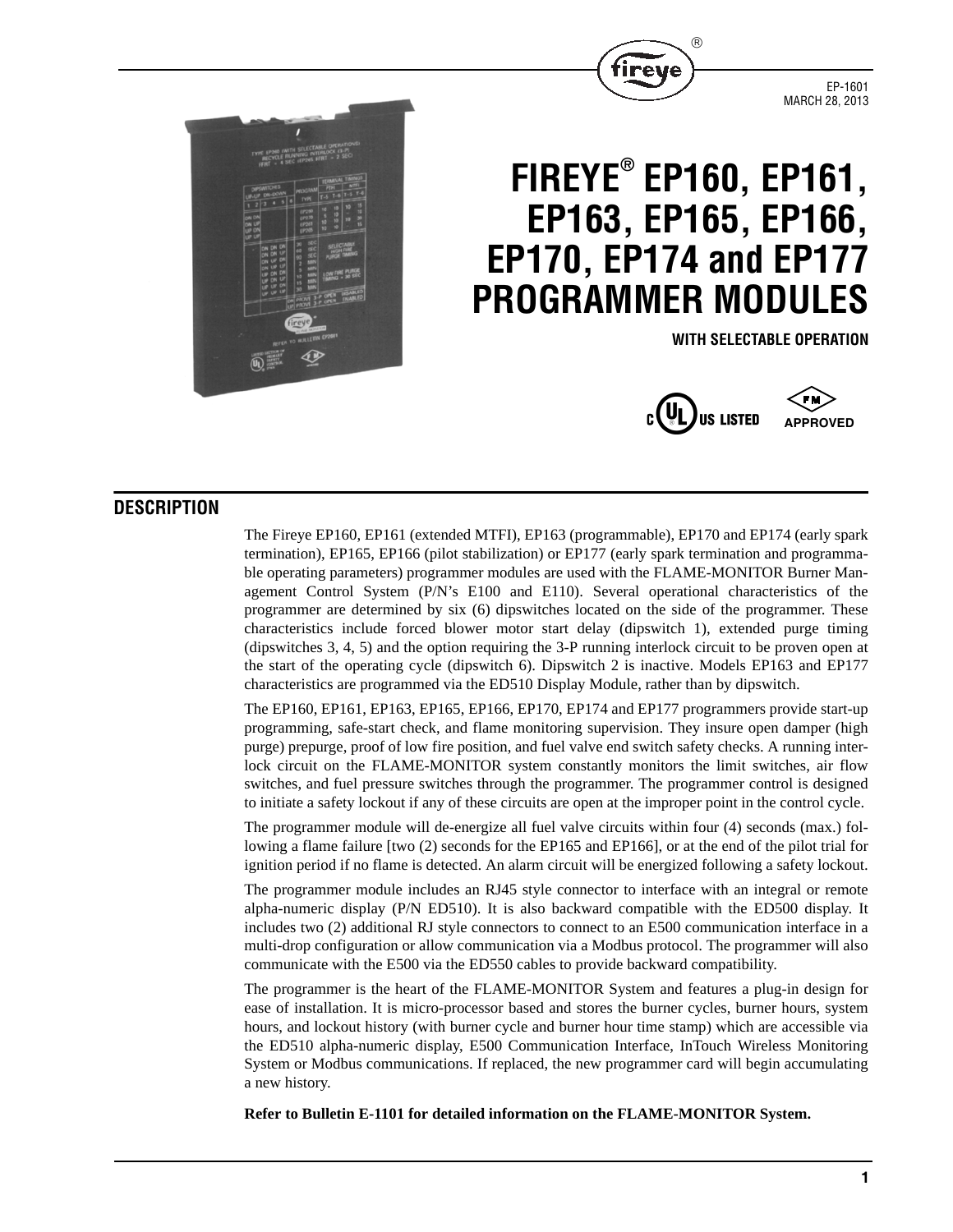# FIREYE® EP160, EP161, EP163, EP165, EP166, EP170, EP174 and EP177 PROGRAMMER MODULES

**WITH SELECTABLE OPERATION**

C UL US LISTED — FM APPROVED

EP-1601
MARCH 28, 2013

## DESCRIPTION

The Fireye EP160, EP161 (extended MTFI), EP163 (programmable), EP170 and EP174 (early spark termination), EP165, EP166 (pilot stabilization) or EP177 (early spark termination and programmable operating parameters) programmer modules are used with the FLAME-MONITOR Burner Management Control System (P/N's E100 and E110). Several operational characteristics of the programmer are determined by six (6) dipswitches located on the side of the programmer. These characteristics include forced blower motor start delay (dipswitch 1), extended purge timing (dipswitches 3, 4, 5) and the option requiring the 3-P running interlock circuit to be proven open at the start of the operating cycle (dipswitch 6). Dipswitch 2 is inactive. Models EP163 and EP177 characteristics are programmed via the ED510 Display Module, rather than by dipswitch.

The EP160, EP161, EP163, EP165, EP166, EP170, EP174 and EP177 programmers provide start-up programming, safe-start check, and flame monitoring supervision. They insure open damper (high purge) prepurge, proof of low fire position, and fuel valve end switch safety checks. A running interlock circuit on the FLAME-MONITOR system constantly monitors the limit switches, air flow switches, and fuel pressure switches through the programmer. The programmer control is designed to initiate a safety lockout if any of these circuits are open at the improper point in the control cycle.

The programmer module will de-energize all fuel valve circuits within four (4) seconds (max.) following a flame failure [two (2) seconds for the EP165 and EP166], or at the end of the pilot trial for ignition period if no flame is detected. An alarm circuit will be energized following a safety lockout.

The programmer module includes an RJ45 style connector to interface with an integral or remote alpha-numeric display (P/N ED510). It is also backward compatible with the ED500 display. It includes two (2) additional RJ style connectors to connect to an E500 communication interface in a multi-drop configuration or allow communication via a Modbus protocol. The programmer will also communicate with the E500 via the ED550 cables to provide backward compatibility.

The programmer is the heart of the FLAME-MONITOR System and features a plug-in design for ease of installation. It is micro-processor based and stores the burner cycles, burner hours, system hours, and lockout history (with burner cycle and burner hour time stamp) which are accessible via the ED510 alpha-numeric display, E500 Communication Interface, InTouch Wireless Monitoring System or Modbus communications. If replaced, the new programmer card will begin accumulating a new history.

**Refer to Bulletin E-1101 for detailed information on the FLAME-MONITOR System.**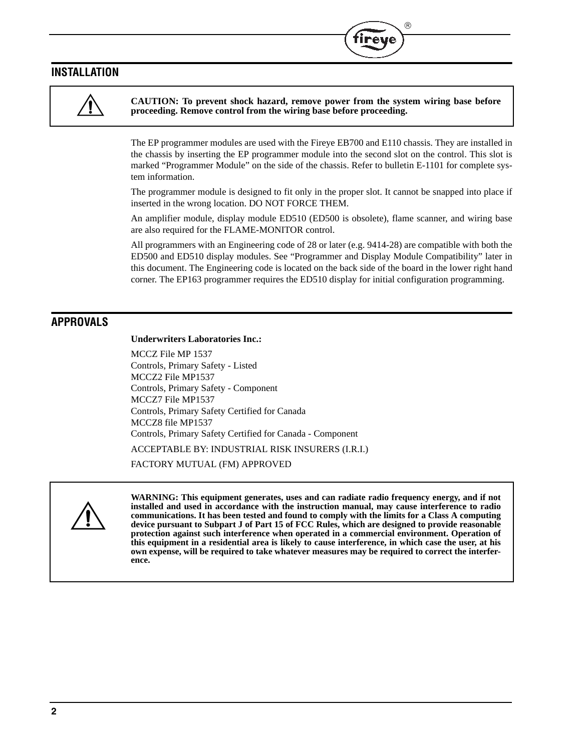## INSTALLATION

**CAUTION: To prevent shock hazard, remove power from the system wiring base before proceeding. Remove control from the wiring base before proceeding.**

The EP programmer modules are used with the Fireye EB700 and E110 chassis. They are installed in the chassis by inserting the EP programmer module into the second slot on the control. This slot is marked “Programmer Module” on the side of the chassis. Refer to bulletin E-1101 for complete system information.

The programmer module is designed to fit only in the proper slot. It cannot be snapped into place if inserted in the wrong location. DO NOT FORCE THEM.

An amplifier module, display module ED510 (ED500 is obsolete), flame scanner, and wiring base are also required for the FLAME-MONITOR control.

All programmers with an Engineering code of 28 or later (e.g. 9414-28) are compatible with both the ED500 and ED510 display modules. See “Programmer and Display Module Compatibility” later in this document. The Engineering code is located on the back side of the board in the lower right hand corner. The EP163 programmer requires the ED510 display for initial configuration programming.

## APPROVALS

**Underwriters Laboratories Inc.:**

MCCZ File MP 1537
Controls, Primary Safety - Listed
MCCZ2 File MP1537
Controls, Primary Safety - Component
MCCZ7 File MP1537
Controls, Primary Safety Certified for Canada
MCCZ8 file MP1537
Controls, Primary Safety Certified for Canada - Component

ACCEPTABLE BY: INDUSTRIAL RISK INSURERS (I.R.I.)

FACTORY MUTUAL (FM) APPROVED

**WARNING: This equipment generates, uses and can radiate radio frequency energy, and if not installed and used in accordance with the instruction manual, may cause interference to radio communications. It has been tested and found to comply with the limits for a Class A computing device pursuant to Subpart J of Part 15 of FCC Rules, which are designed to provide reasonable protection against such interference when operated in a commercial environment. Operation of this equipment in a residential area is likely to cause interference, in which case the user, at his own expense, will be required to take whatever measures may be required to correct the interference.**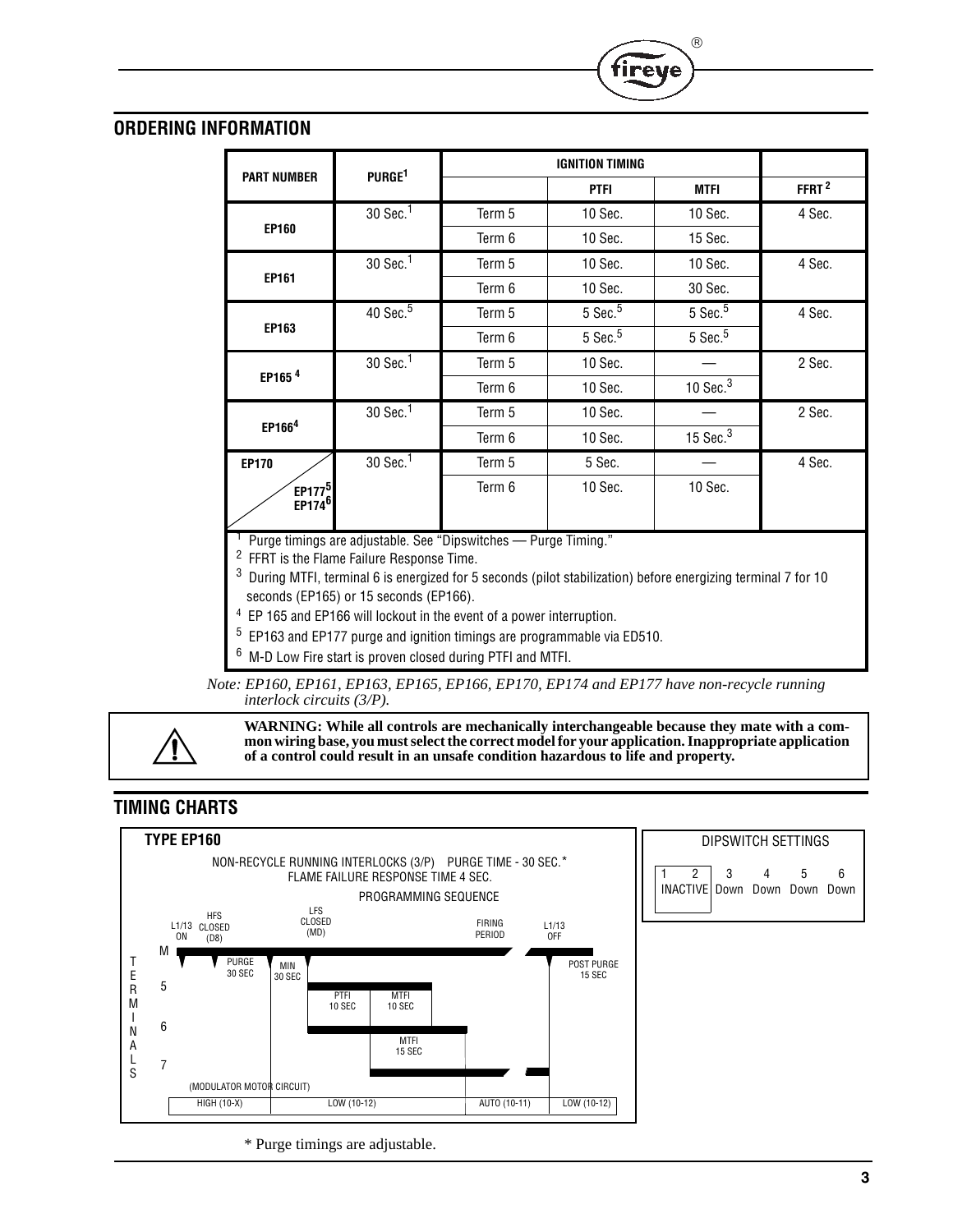## ORDERING INFORMATION

| PART NUMBER | PURGE[1] | IGNITION TIMING | | | FFRT[2] |
|---|---|---|---|---|---|
| | | | PTFI | MTFI | |
| EP160 | 30 Sec.[1] | Term 5 | 10 Sec. | 10 Sec. | 4 Sec. |
| | | Term 6 | 10 Sec. | 15 Sec. | |
| EP161 | 30 Sec.[1] | Term 5 | 10 Sec. | 10 Sec. | 4 Sec. |
| | | Term 6 | 10 Sec. | 30 Sec. | |
| EP163 | 40 Sec.[5] | Term 5 | 5 Sec.[5] | 5 Sec.[5] | 4 Sec. |
| | | Term 6 | 5 Sec.[5] | 5 Sec.[5] | |
| EP165 [4] | 30 Sec.[1] | Term 5 | 10 Sec. | — | 2 Sec. |
| | | Term 6 | 10 Sec. | 10 Sec.[3] | |
| EP166[4] | 30 Sec.[1] | Term 5 | 10 Sec. | — | 2 Sec. |
| | | Term 6 | 10 Sec. | 15 Sec.[3] | |
| EP170 / EP177[5] EP174[6] | 30 Sec.[1] | Term 5 | 5 Sec. | — | 4 Sec. |
| | | Term 6 | 10 Sec. | 10 Sec. | |

[1] Purge timings are adjustable. See "Dipswitches — Purge Timing."
[2] FFRT is the Flame Failure Response Time.
[3] During MTFI, terminal 6 is energized for 5 seconds (pilot stabilization) before energizing terminal 7 for 10 seconds (EP165) or 15 seconds (EP166).
[4] EP 165 and EP166 will lockout in the event of a power interruption.
[5] EP163 and EP177 purge and ignition timings are programmable via ED510.
[6] M-D Low Fire start is proven closed during PTFI and MTFI.

*Note: EP160, EP161, EP163, EP165, EP166, EP170, EP174 and EP177 have non-recycle running interlock circuits (3/P).*

**WARNING: While all controls are mechanically interchangeable because they mate with a common wiring base, you must select the correct model for your application. Inappropriate application of a control could result in an unsafe condition hazardous to life and property.**

## TIMING CHARTS

**TYPE EP160**

NON-RECYCLE RUNNING INTERLOCKS (3/P) PURGE TIME - 30 SEC.*
FLAME FAILURE RESPONSE TIME 4 SEC.

PROGRAMMING SEQUENCE

L1/13 ON — HFS CLOSED (D8) — LFS CLOSED (MD) — FIRING PERIOD — L1/13 OFF

TERMINALS:
- M: PURGE 30 SEC; POST PURGE 15 SEC
- 5: MIN 30 SEC; PTFI 10 SEC; MTFI 10 SEC
- 6: MTFI 15 SEC
- 7

(MODULATOR MOTOR CIRCUIT)

| HIGH (10-X) | LOW (10-12) | AUTO (10-11) | LOW (10-12) |
|---|---|---|---|

DIPSWITCH SETTINGS

| 1 | 2 | 3 | 4 | 5 | 6 |
|---|---|---|---|---|---|
| INACTIVE | | Down | Down | Down | Down |

\* Purge timings are adjustable.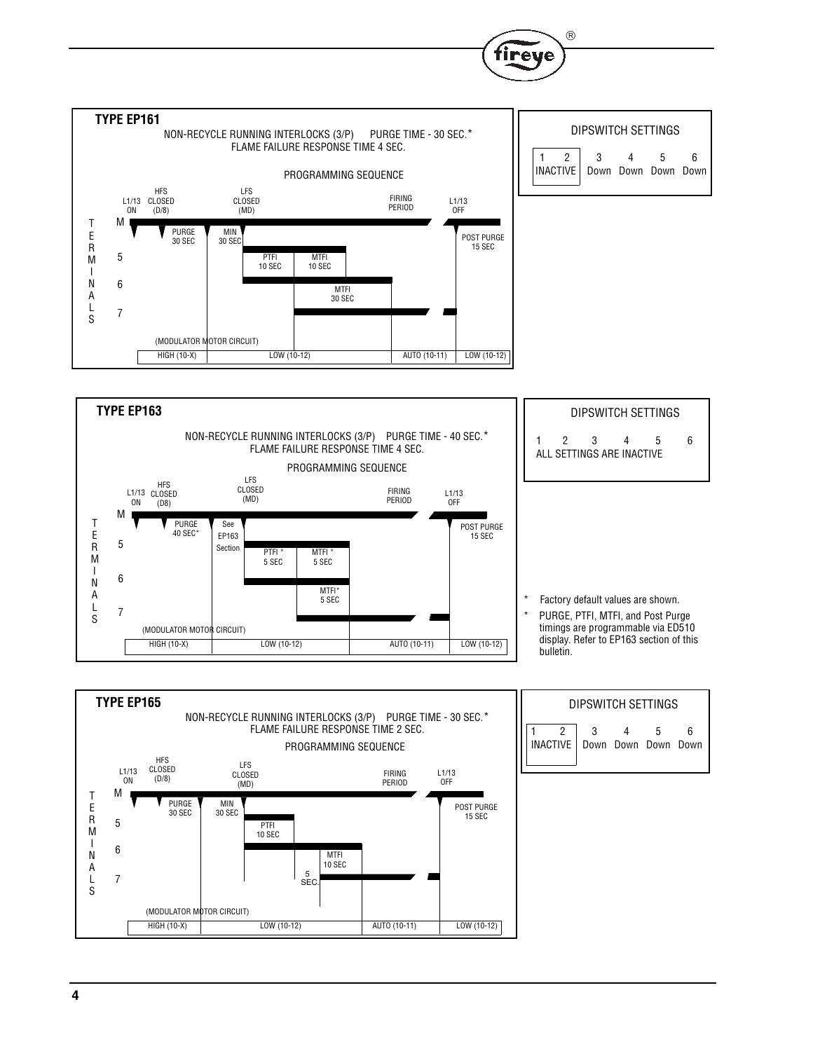## TYPE EP161

NON-RECYCLE RUNNING INTERLOCKS (3/P)  PURGE TIME - 30 SEC.*
FLAME FAILURE RESPONSE TIME 4 SEC.

PROGRAMMING SEQUENCE

L1/13 ON · HFS CLOSED (D/8) · LFS CLOSED (MD) · FIRING PERIOD · L1/13 OFF

TERMINALS

- M: PURGE 30 SEC · MIN 30 SEC · POST PURGE 15 SEC
- 5: PTFI 10 SEC · MTFI 10 SEC
- 6: MTFI 30 SEC
- 7

(MODULATOR MOTOR CIRCUIT)

| HIGH (10-X) | LOW (10-12) | AUTO (10-11) | LOW (10-12) |
|---|---|---|---|

DIPSWITCH SETTINGS

| 1 | 2 | 3 | 4 | 5 | 6 |
|---|---|---|---|---|---|
| INACTIVE | | Down | Down | Down | Down |

## TYPE EP163

NON-RECYCLE RUNNING INTERLOCKS (3/P)  PURGE TIME - 40 SEC.*
FLAME FAILURE RESPONSE TIME 4 SEC.

PROGRAMMING SEQUENCE

L1/13 ON · HFS CLOSED (D8) · LFS CLOSED (MD) · FIRING PERIOD · L1/13 OFF

TERMINALS

- M: PURGE 40 SEC* · See EP163 Section · POST PURGE 15 SEC
- 5: PTFI * 5 SEC · MTFI * 5 SEC
- 6: MTFI* 5 SEC
- 7

(MODULATOR MOTOR CIRCUIT)

| HIGH (10-X) | LOW (10-12) | AUTO (10-11) | LOW (10-12) |
|---|---|---|---|

DIPSWITCH SETTINGS

| 1 | 2 | 3 | 4 | 5 | 6 |
|---|---|---|---|---|---|
| ALL SETTINGS ARE INACTIVE | | | | | |

\* Factory default values are shown.

\* PURGE, PTFI, MTFI, and Post Purge timings are programmable via ED510 display. Refer to EP163 section of this bulletin.

## TYPE EP165

NON-RECYCLE RUNNING INTERLOCKS (3/P)  PURGE TIME - 30 SEC.*
FLAME FAILURE RESPONSE TIME 2 SEC.

PROGRAMMING SEQUENCE

L1/13 ON · HFS CLOSED (D/8) · LFS CLOSED (MD) · FIRING PERIOD · L1/13 OFF

TERMINALS

- M: PURGE 30 SEC · MIN 30 SEC · POST PURGE 15 SEC
- 5: PTFI 10 SEC
- 6: MTFI 10 SEC
- 7: 5 SEC.

(MODULATOR MOTOR CIRCUIT)

| HIGH (10-X) | LOW (10-12) | AUTO (10-11) | LOW (10-12) |
|---|---|---|---|

DIPSWITCH SETTINGS

| 1 | 2 | 3 | 4 | 5 | 6 |
|---|---|---|---|---|---|
| INACTIVE | | Down | Down | Down | Down |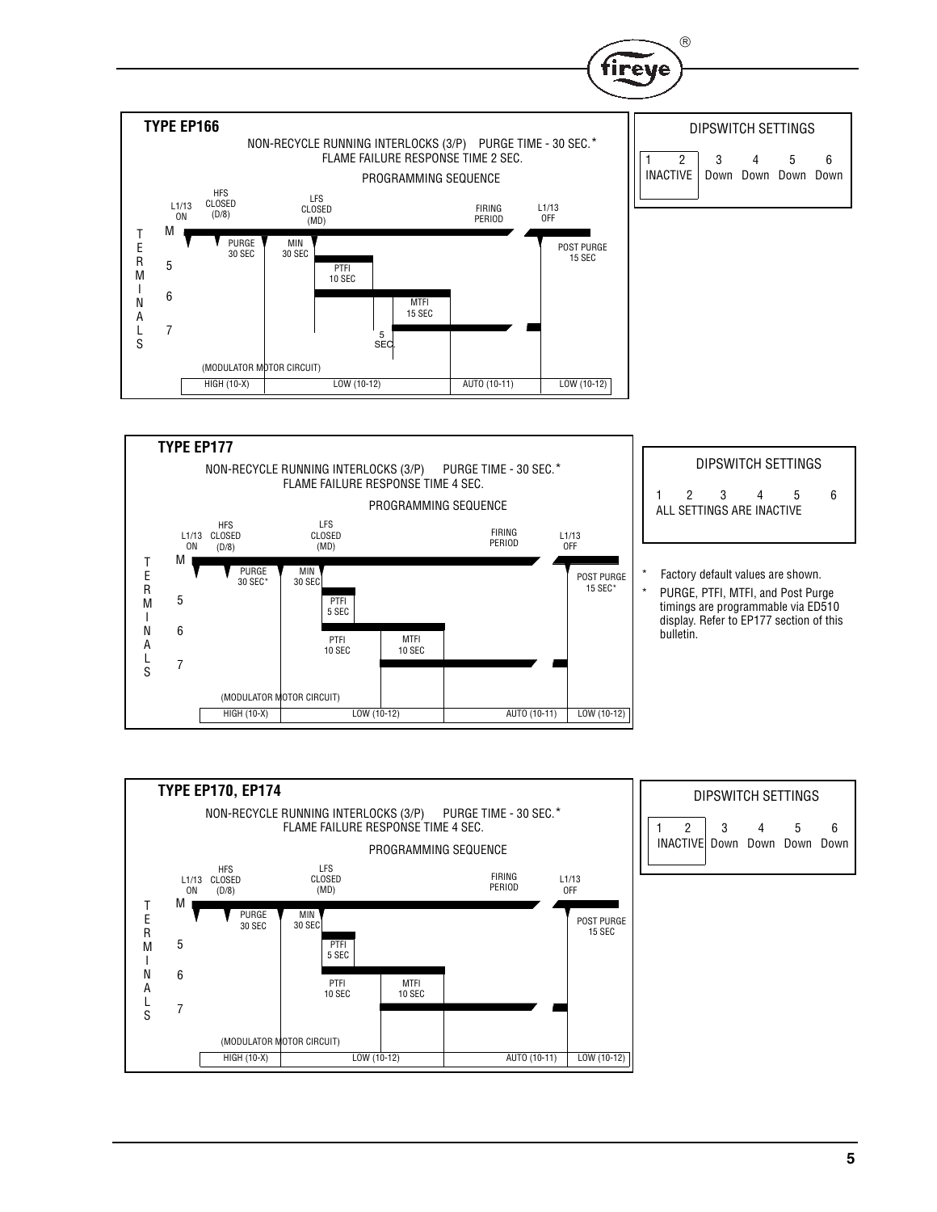### TYPE EP166

NON-RECYCLE RUNNING INTERLOCKS (3/P) PURGE TIME - 30 SEC.*
FLAME FAILURE RESPONSE TIME 2 SEC.

PROGRAMMING SEQUENCE

L1/13 ON — HFS CLOSED (D/8) — LFS CLOSED (MD) — FIRING PERIOD — L1/13 OFF

TERMINALS

- M: PURGE 30 SEC; MIN 30 SEC; POST PURGE 15 SEC
- 5: PTFI 10 SEC
- 6: MTFI 15 SEC
- 7: 5 SEC.

(MODULATOR MOTOR CIRCUIT)

| HIGH (10-X) | LOW (10-12) | AUTO (10-11) | LOW (10-12) |
|---|---|---|---|

| DIPSWITCH SETTINGS | | | | | |
|---|---|---|---|---|---|
| 1 | 2 | 3 | 4 | 5 | 6 |
| INACTIVE | | Down | Down | Down | Down |

### TYPE EP177

NON-RECYCLE RUNNING INTERLOCKS (3/P) PURGE TIME - 30 SEC.*
FLAME FAILURE RESPONSE TIME 4 SEC.

PROGRAMMING SEQUENCE

L1/13 ON — HFS CLOSED (D/8) — LFS CLOSED (MD) — FIRING PERIOD — L1/13 OFF

TERMINALS

- M: PURGE 30 SEC*; MIN 30 SEC; POST PURGE 15 SEC*
- 5: PTFI 5 SEC
- 6: PTFI 10 SEC
- 7: MTFI 10 SEC

(MODULATOR MOTOR CIRCUIT)

| HIGH (10-X) | LOW (10-12) | AUTO (10-11) | LOW (10-12) |
|---|---|---|---|

| DIPSWITCH SETTINGS | | | | | |
|---|---|---|---|---|---|
| 1 | 2 | 3 | 4 | 5 | 6 |
| ALL SETTINGS ARE INACTIVE | | | | | |

\* Factory default values are shown.

\* PURGE, PTFI, MTFI, and Post Purge timings are programmable via ED510 display. Refer to EP177 section of this bulletin.

### TYPE EP170, EP174

NON-RECYCLE RUNNING INTERLOCKS (3/P) PURGE TIME - 30 SEC.*
FLAME FAILURE RESPONSE TIME 4 SEC.

PROGRAMMING SEQUENCE

L1/13 ON — HFS CLOSED (D/8) — LFS CLOSED (MD) — FIRING PERIOD — L1/13 OFF

TERMINALS

- M: PURGE 30 SEC; MIN 30 SEC; POST PURGE 15 SEC
- 5: PTFI 5 SEC
- 6: PTFI 10 SEC
- 7: MTFI 10 SEC

(MODULATOR MOTOR CIRCUIT)

| HIGH (10-X) | LOW (10-12) | AUTO (10-11) | LOW (10-12) |
|---|---|---|---|

| DIPSWITCH SETTINGS | | | | | |
|---|---|---|---|---|---|
| 1 | 2 | 3 | 4 | 5 | 6 |
| INACTIVE | | Down | Down | Down | Down |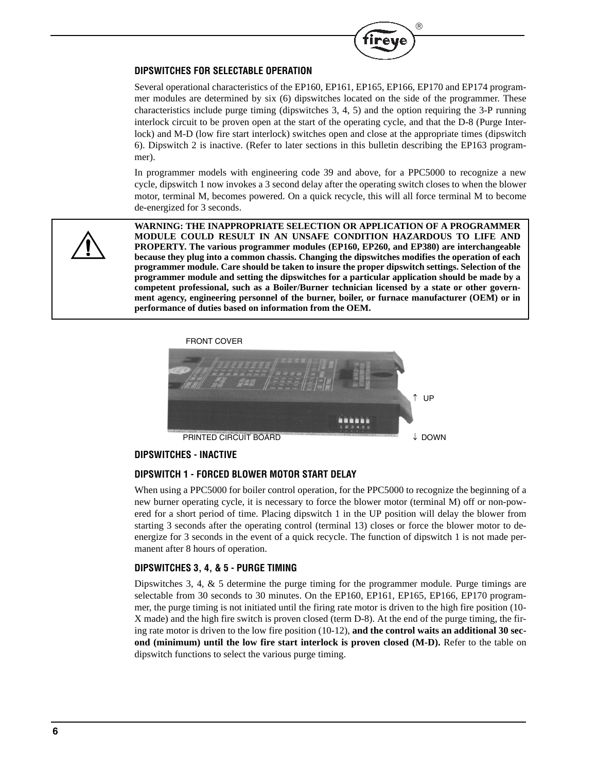## DIPSWITCHES FOR SELECTABLE OPERATION

Several operational characteristics of the EP160, EP161, EP165, EP166, EP170 and EP174 programmer modules are determined by six (6) dipswitches located on the side of the programmer. These characteristics include purge timing (dipswitches 3, 4, 5) and the option requiring the 3-P running interlock circuit to be proven open at the start of the operating cycle, and that the D-8 (Purge Interlock) and M-D (low fire start interlock) switches open and close at the appropriate times (dipswitch 6). Dipswitch 2 is inactive. (Refer to later sections in this bulletin describing the EP163 programmer).

In programmer models with engineering code 39 and above, for a PPC5000 to recognize a new cycle, dipswitch 1 now invokes a 3 second delay after the operating switch closes to when the blower motor, terminal M, becomes powered. On a quick recycle, this will all force terminal M to become de-energized for 3 seconds.

**WARNING: THE INAPPROPRIATE SELECTION OR APPLICATION OF A PROGRAMMER MODULE COULD RESULT IN AN UNSAFE CONDITION HAZARDOUS TO LIFE AND PROPERTY. The various programmer modules (EP160, EP260, and EP380) are interchangeable because they plug into a common chassis. Changing the dipswitches modifies the operation of each programmer module. Care should be taken to insure the proper dipswitch settings. Selection of the programmer module and setting the dipswitches for a particular application should be made by a competent professional, such as a Boiler/Burner technician licensed by a state or other government agency, engineering personnel of the burner, boiler, or furnace manufacturer (OEM) or in performance of duties based on information from the OEM.**

FRONT COVER

↑ UP

PRINTED CIRCUIT BOARD

↓ DOWN

## DIPSWITCHES - INACTIVE

## DIPSWITCH 1 - FORCED BLOWER MOTOR START DELAY

When using a PPC5000 for boiler control operation, for the PPC5000 to recognize the beginning of a new burner operating cycle, it is necessary to force the blower motor (terminal M) off or non-powered for a short period of time. Placing dipswitch 1 in the UP position will delay the blower from starting 3 seconds after the operating control (terminal 13) closes or force the blower motor to de-energize for 3 seconds in the event of a quick recycle. The function of dipswitch 1 is not made permanent after 8 hours of operation.

## DIPSWITCHES 3, 4, & 5 - PURGE TIMING

Dipswitches 3, 4, & 5 determine the purge timing for the programmer module. Purge timings are selectable from 30 seconds to 30 minutes. On the EP160, EP161, EP165, EP166, EP170 programmer, the purge timing is not initiated until the firing rate motor is driven to the high fire position (10-X made) and the high fire switch is proven closed (term D-8). At the end of the purge timing, the firing rate motor is driven to the low fire position (10-12), **and the control waits an additional 30 second (minimum) until the low fire start interlock is proven closed (M-D).** Refer to the table on dipswitch functions to select the various purge timing.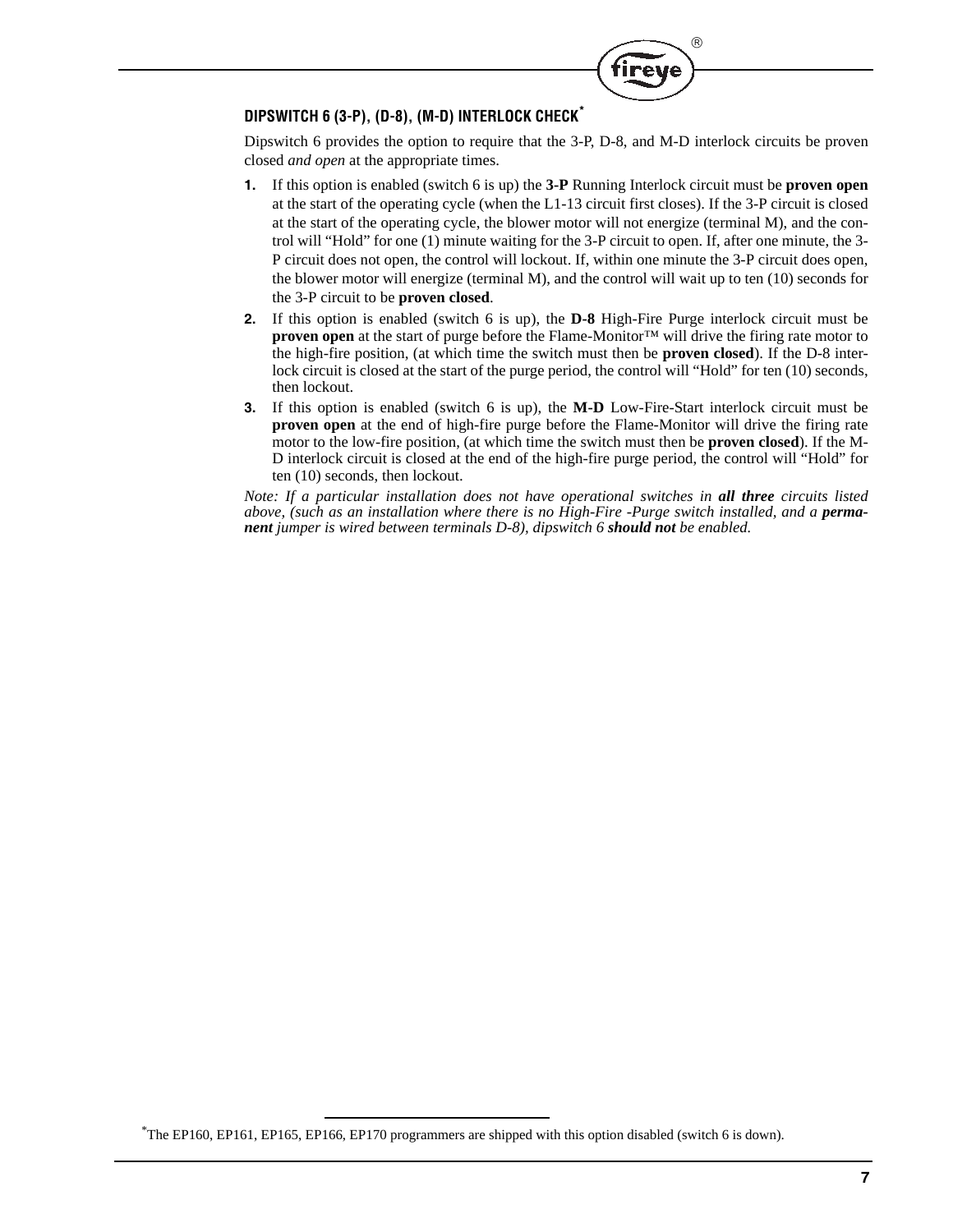### DIPSWITCH 6 (3-P), (D-8), (M-D) INTERLOCK CHECK[*]

Dipswitch 6 provides the option to require that the 3-P, D-8, and M-D interlock circuits be proven closed *and open* at the appropriate times.

1. If this option is enabled (switch 6 is up) the **3-P** Running Interlock circuit must be **proven open** at the start of the operating cycle (when the L1-13 circuit first closes). If the 3-P circuit is closed at the start of the operating cycle, the blower motor will not energize (terminal M), and the control will "Hold" for one (1) minute waiting for the 3-P circuit to open. If, after one minute, the 3-P circuit does not open, the control will lockout. If, within one minute the 3-P circuit does open, the blower motor will energize (terminal M), and the control will wait up to ten (10) seconds for the 3-P circuit to be **proven closed**.
2. If this option is enabled (switch 6 is up), the **D-8** High-Fire Purge interlock circuit must be **proven open** at the start of purge before the Flame-Monitor™ will drive the firing rate motor to the high-fire position, (at which time the switch must then be **proven closed**). If the D-8 interlock circuit is closed at the start of the purge period, the control will "Hold" for ten (10) seconds, then lockout.
3. If this option is enabled (switch 6 is up), the **M-D** Low-Fire-Start interlock circuit must be **proven open** at the end of high-fire purge before the Flame-Monitor will drive the firing rate motor to the low-fire position, (at which time the switch must then be **proven closed**). If the M-D interlock circuit is closed at the end of the high-fire purge period, the control will "Hold" for ten (10) seconds, then lockout.

*Note: If a particular installation does not have operational switches in **all three** circuits listed above, (such as an installation where there is no High-Fire -Purge switch installed, and a **permanent** jumper is wired between terminals D-8), dipswitch 6 **should not** be enabled.*

[*] The EP160, EP161, EP165, EP166, EP170 programmers are shipped with this option disabled (switch 6 is down).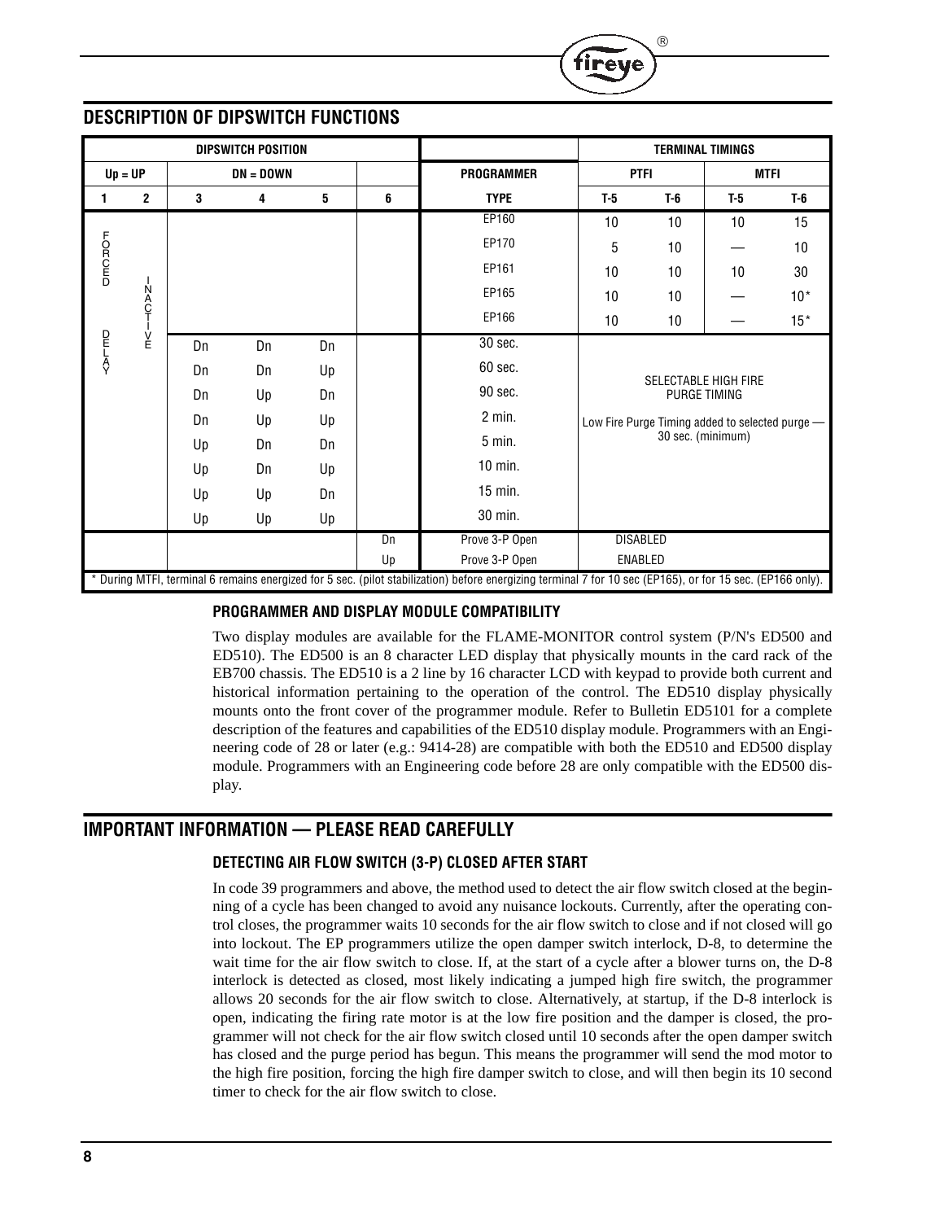## DESCRIPTION OF DIPSWITCH FUNCTIONS

| DIPSWITCH POSITION | | | | | | | TERMINAL TIMINGS | | | |
|---|---|---|---|---|---|---|---|---|---|---|
| Up = UP | | DN = DOWN | | | | PROGRAMMER | PTFI | | MTFI | |
| 1 | 2 | 3 | 4 | 5 | 6 | TYPE | T-5 | T-6 | T-5 | T-6 |
| FORCED DELAY | INACTIVE | | | | | EP160 | 10 | 10 | 10 | 15 |
| | | | | | | EP170 | 5 | 10 | — | 10 |
| | | | | | | EP161 | 10 | 10 | 10 | 30 |
| | | | | | | EP165 | 10 | 10 | — | 10* |
| | | | | | | EP166 | 10 | 10 | — | 15* |
| | | Dn | Dn | Dn | | 30 sec. | SELECTABLE HIGH FIRE PURGE TIMING<br>Low Fire Purge Timing added to selected purge — 30 sec. (minimum) | | | |
| | | Dn | Dn | Up | | 60 sec. | | | | |
| | | Dn | Up | Dn | | 90 sec. | | | | |
| | | Dn | Up | Up | | 2 min. | | | | |
| | | Up | Dn | Dn | | 5 min. | | | | |
| | | Up | Dn | Up | | 10 min. | | | | |
| | | Up | Up | Dn | | 15 min. | | | | |
| | | Up | Up | Up | | 30 min. | | | | |
| | | | | | Dn | Prove 3-P Open | DISABLED | | | |
| | | | | | Up | Prove 3-P Open | ENABLED | | | |

* During MTFI, terminal 6 remains energized for 5 sec. (pilot stabilization) before energizing terminal 7 for 10 sec (EP165), or for 15 sec. (EP166 only).

### PROGRAMMER AND DISPLAY MODULE COMPATIBILITY

Two display modules are available for the FLAME-MONITOR control system (P/N's ED500 and ED510). The ED500 is an 8 character LED display that physically mounts in the card rack of the EB700 chassis. The ED510 is a 2 line by 16 character LCD with keypad to provide both current and historical information pertaining to the operation of the control. The ED510 display physically mounts onto the front cover of the programmer module. Refer to Bulletin ED5101 for a complete description of the features and capabilities of the ED510 display module. Programmers with an Engineering code of 28 or later (e.g.: 9414-28) are compatible with both the ED510 and ED500 display module. Programmers with an Engineering code before 28 are only compatible with the ED500 display.

## IMPORTANT INFORMATION — PLEASE READ CAREFULLY

### DETECTING AIR FLOW SWITCH (3-P) CLOSED AFTER START

In code 39 programmers and above, the method used to detect the air flow switch closed at the beginning of a cycle has been changed to avoid any nuisance lockouts. Currently, after the operating control closes, the programmer waits 10 seconds for the air flow switch to close and if not closed will go into lockout. The EP programmers utilize the open damper switch interlock, D-8, to determine the wait time for the air flow switch to close. If, at the start of a cycle after a blower turns on, the D-8 interlock is detected as closed, most likely indicating a jumped high fire switch, the programmer allows 20 seconds for the air flow switch to close. Alternatively, at startup, if the D-8 interlock is open, indicating the firing rate motor is at the low fire position and the damper is closed, the programmer will not check for the air flow switch closed until 10 seconds after the open damper switch has closed and the purge period has begun. This means the programmer will send the mod motor to the high fire position, forcing the high fire damper switch to close, and will then begin its 10 second timer to check for the air flow switch to close.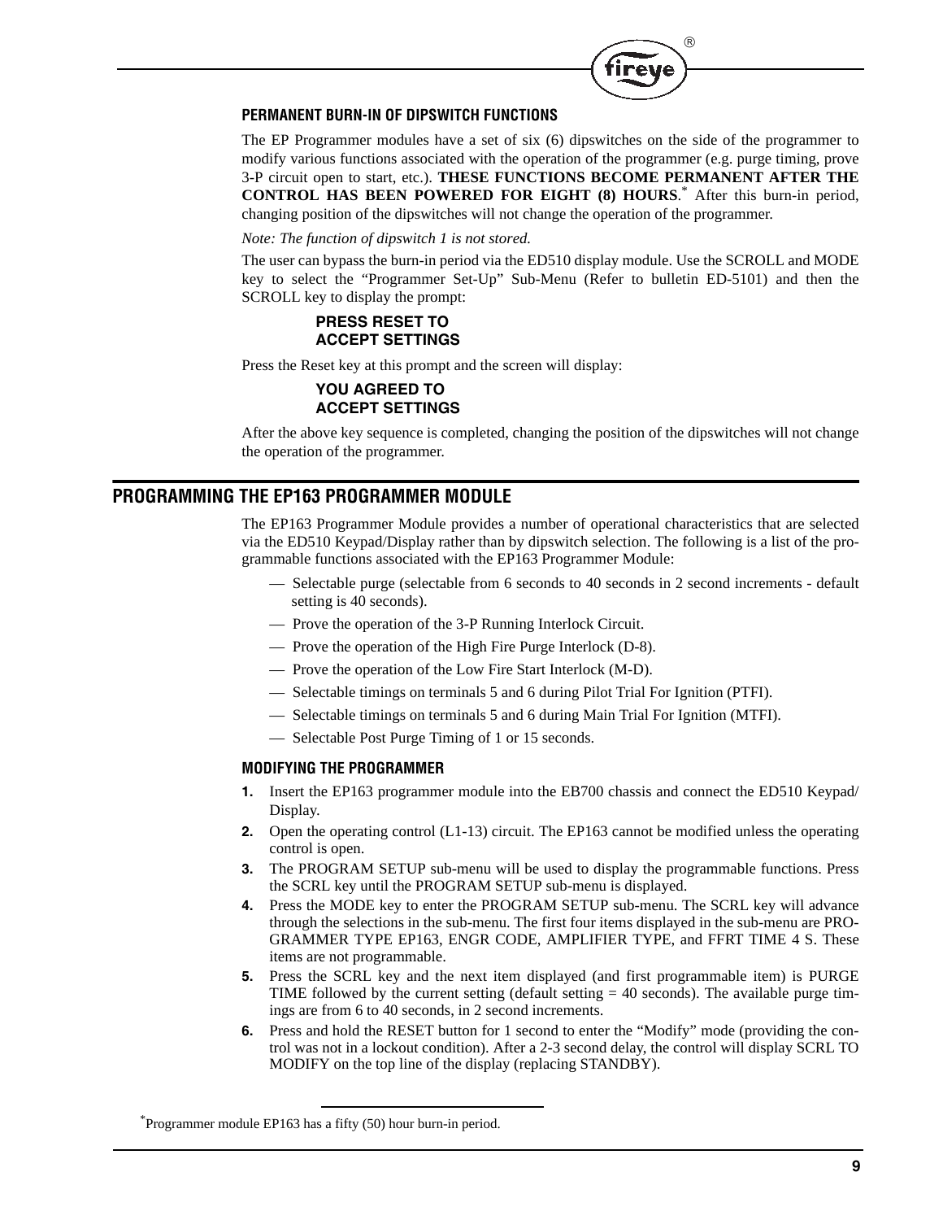### PERMANENT BURN-IN OF DIPSWITCH FUNCTIONS

The EP Programmer modules have a set of six (6) dipswitches on the side of the programmer to modify various functions associated with the operation of the programmer (e.g. purge timing, prove 3-P circuit open to start, etc.). **THESE FUNCTIONS BECOME PERMANENT AFTER THE CONTROL HAS BEEN POWERED FOR EIGHT (8) HOURS**.* After this burn-in period, changing position of the dipswitches will not change the operation of the programmer.

*Note: The function of dipswitch 1 is not stored.*

The user can bypass the burn-in period via the ED510 display module. Use the SCROLL and MODE key to select the "Programmer Set-Up" Sub-Menu (Refer to bulletin ED-5101) and then the SCROLL key to display the prompt:

**PRESS RESET TO**
**ACCEPT SETTINGS**

Press the Reset key at this prompt and the screen will display:

**YOU AGREED TO**
**ACCEPT SETTINGS**

After the above key sequence is completed, changing the position of the dipswitches will not change the operation of the programmer.

## PROGRAMMING THE EP163 PROGRAMMER MODULE

The EP163 Programmer Module provides a number of operational characteristics that are selected via the ED510 Keypad/Display rather than by dipswitch selection. The following is a list of the programmable functions associated with the EP163 Programmer Module:

- Selectable purge (selectable from 6 seconds to 40 seconds in 2 second increments - default setting is 40 seconds).
- Prove the operation of the 3-P Running Interlock Circuit.
- Prove the operation of the High Fire Purge Interlock (D-8).
- Prove the operation of the Low Fire Start Interlock (M-D).
- Selectable timings on terminals 5 and 6 during Pilot Trial For Ignition (PTFI).
- Selectable timings on terminals 5 and 6 during Main Trial For Ignition (MTFI).
- Selectable Post Purge Timing of 1 or 15 seconds.

### MODIFYING THE PROGRAMMER

1. Insert the EP163 programmer module into the EB700 chassis and connect the ED510 Keypad/Display.
2. Open the operating control (L1-13) circuit. The EP163 cannot be modified unless the operating control is open.
3. The PROGRAM SETUP sub-menu will be used to display the programmable functions. Press the SCRL key until the PROGRAM SETUP sub-menu is displayed.
4. Press the MODE key to enter the PROGRAM SETUP sub-menu. The SCRL key will advance through the selections in the sub-menu. The first four items displayed in the sub-menu are PROGRAMMER TYPE EP163, ENGR CODE, AMPLIFIER TYPE, and FFRT TIME 4 S. These items are not programmable.
5. Press the SCRL key and the next item displayed (and first programmable item) is PURGE TIME followed by the current setting (default setting = 40 seconds). The available purge timings are from 6 to 40 seconds, in 2 second increments.
6. Press and hold the RESET button for 1 second to enter the "Modify" mode (providing the control was not in a lockout condition). After a 2-3 second delay, the control will display SCRL TO MODIFY on the top line of the display (replacing STANDBY).

*Programmer module EP163 has a fifty (50) hour burn-in period.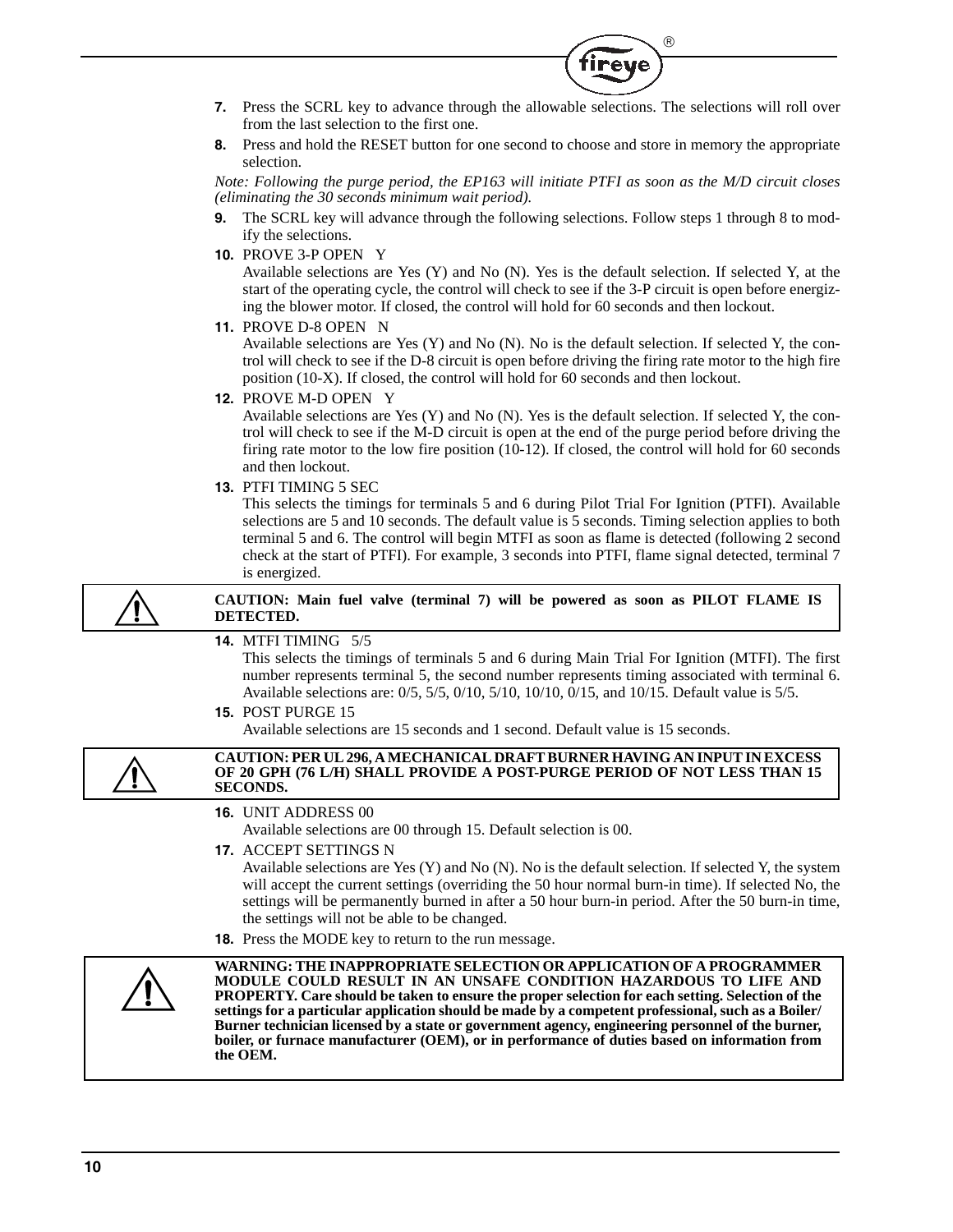7. Press the SCRL key to advance through the allowable selections. The selections will roll over from the last selection to the first one.
8. Press and hold the RESET button for one second to choose and store in memory the appropriate selection.

*Note: Following the purge period, the EP163 will initiate PTFI as soon as the M/D circuit closes (eliminating the 30 seconds minimum wait period).*

9. The SCRL key will advance through the following selections. Follow steps 1 through 8 to modify the selections.
10. PROVE 3-P OPEN Y

    Available selections are Yes (Y) and No (N). Yes is the default selection. If selected Y, at the start of the operating cycle, the control will check to see if the 3-P circuit is open before energizing the blower motor. If closed, the control will hold for 60 seconds and then lockout.
11. PROVE D-8 OPEN N

    Available selections are Yes (Y) and No (N). No is the default selection. If selected Y, the control will check to see if the D-8 circuit is open before driving the firing rate motor to the high fire position (10-X). If closed, the control will hold for 60 seconds and then lockout.
12. PROVE M-D OPEN Y

    Available selections are Yes (Y) and No (N). Yes is the default selection. If selected Y, the control will check to see if the M-D circuit is open at the end of the purge period before driving the firing rate motor to the low fire position (10-12). If closed, the control will hold for 60 seconds and then lockout.
13. PTFI TIMING 5 SEC

    This selects the timings for terminals 5 and 6 during Pilot Trial For Ignition (PTFI). Available selections are 5 and 10 seconds. The default value is 5 seconds. Timing selection applies to both terminal 5 and 6. The control will begin MTFI as soon as flame is detected (following 2 second check at the start of PTFI). For example, 3 seconds into PTFI, flame signal detected, terminal 7 is energized.

**CAUTION: Main fuel valve (terminal 7) will be powered as soon as PILOT FLAME IS DETECTED.**

14. MTFI TIMING 5/5

    This selects the timings of terminals 5 and 6 during Main Trial For Ignition (MTFI). The first number represents terminal 5, the second number represents timing associated with terminal 6. Available selections are: 0/5, 5/5, 0/10, 5/10, 10/10, 0/15, and 10/15. Default value is 5/5.
15. POST PURGE 15

    Available selections are 15 seconds and 1 second. Default value is 15 seconds.

**CAUTION: PER UL 296, A MECHANICAL DRAFT BURNER HAVING AN INPUT IN EXCESS OF 20 GPH (76 L/H) SHALL PROVIDE A POST-PURGE PERIOD OF NOT LESS THAN 15 SECONDS.**

16. UNIT ADDRESS 00

    Available selections are 00 through 15. Default selection is 00.
17. ACCEPT SETTINGS N

    Available selections are Yes (Y) and No (N). No is the default selection. If selected Y, the system will accept the current settings (overriding the 50 hour normal burn-in time). If selected No, the settings will be permanently burned in after a 50 hour burn-in period. After the 50 burn-in time, the settings will not be able to be changed.
18. Press the MODE key to return to the run message.

**WARNING: THE INAPPROPRIATE SELECTION OR APPLICATION OF A PROGRAMMER MODULE COULD RESULT IN AN UNSAFE CONDITION HAZARDOUS TO LIFE AND PROPERTY. Care should be taken to ensure the proper selection for each setting. Selection of the settings for a particular application should be made by a competent professional, such as a Boiler/Burner technician licensed by a state or government agency, engineering personnel of the burner, boiler, or furnace manufacturer (OEM), or in performance of duties based on information from the OEM.**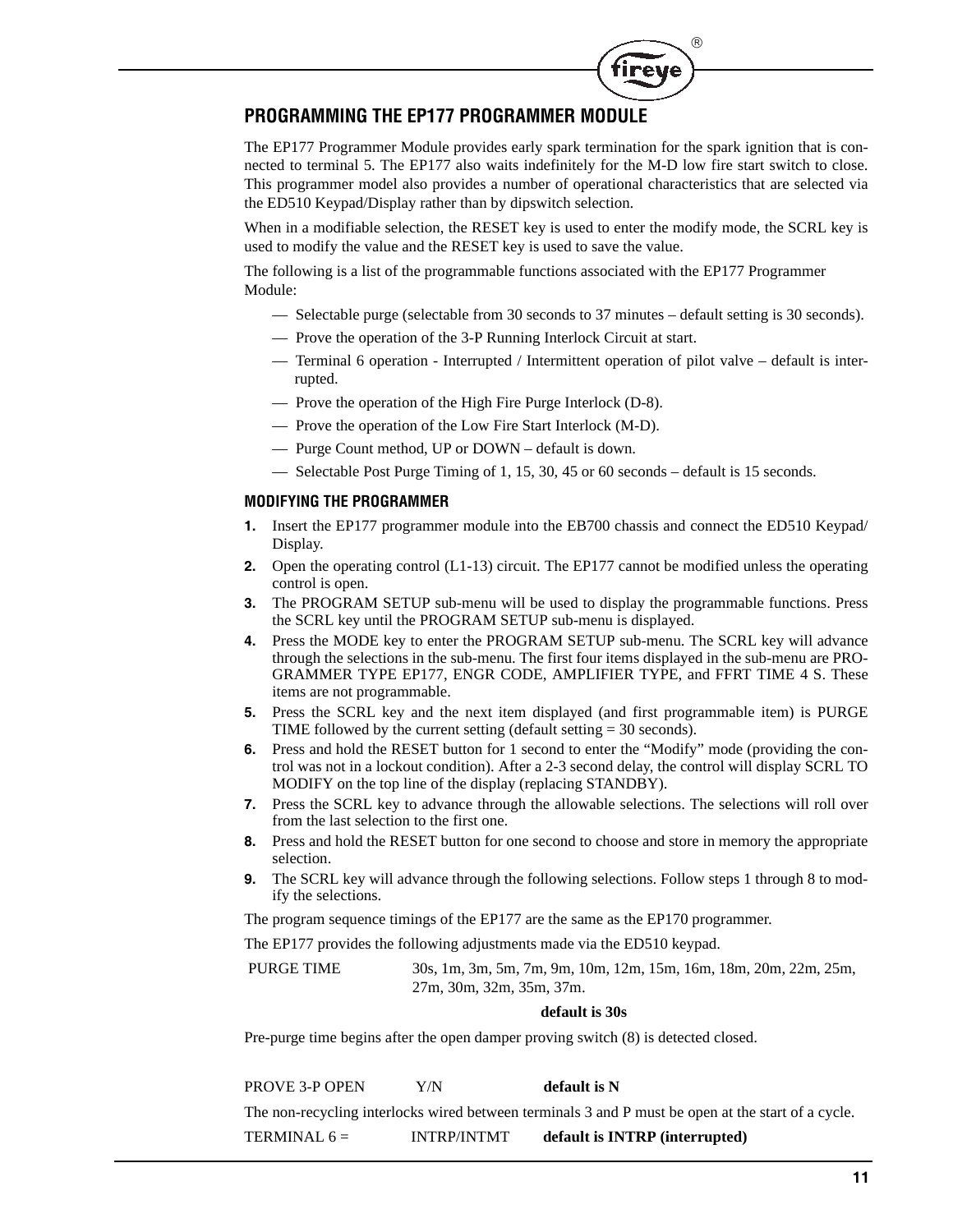## PROGRAMMING THE EP177 PROGRAMMER MODULE

The EP177 Programmer Module provides early spark termination for the spark ignition that is connected to terminal 5. The EP177 also waits indefinitely for the M-D low fire start switch to close. This programmer model also provides a number of operational characteristics that are selected via the ED510 Keypad/Display rather than by dipswitch selection.

When in a modifiable selection, the RESET key is used to enter the modify mode, the SCRL key is used to modify the value and the RESET key is used to save the value.

The following is a list of the programmable functions associated with the EP177 Programmer Module:

- Selectable purge (selectable from 30 seconds to 37 minutes – default setting is 30 seconds).
- Prove the operation of the 3-P Running Interlock Circuit at start.
- Terminal 6 operation - Interrupted / Intermittent operation of pilot valve – default is interrupted.
- Prove the operation of the High Fire Purge Interlock (D-8).
- Prove the operation of the Low Fire Start Interlock (M-D).
- Purge Count method, UP or DOWN – default is down.
- Selectable Post Purge Timing of 1, 15, 30, 45 or 60 seconds – default is 15 seconds.

### MODIFYING THE PROGRAMMER

1. Insert the EP177 programmer module into the EB700 chassis and connect the ED510 Keypad/Display.
2. Open the operating control (L1-13) circuit. The EP177 cannot be modified unless the operating control is open.
3. The PROGRAM SETUP sub-menu will be used to display the programmable functions. Press the SCRL key until the PROGRAM SETUP sub-menu is displayed.
4. Press the MODE key to enter the PROGRAM SETUP sub-menu. The SCRL key will advance through the selections in the sub-menu. The first four items displayed in the sub-menu are PROGRAMMER TYPE EP177, ENGR CODE, AMPLIFIER TYPE, and FFRT TIME 4 S. These items are not programmable.
5. Press the SCRL key and the next item displayed (and first programmable item) is PURGE TIME followed by the current setting (default setting = 30 seconds).
6. Press and hold the RESET button for 1 second to enter the “Modify” mode (providing the control was not in a lockout condition). After a 2-3 second delay, the control will display SCRL TO MODIFY on the top line of the display (replacing STANDBY).
7. Press the SCRL key to advance through the allowable selections. The selections will roll over from the last selection to the first one.
8. Press and hold the RESET button for one second to choose and store in memory the appropriate selection.
9. The SCRL key will advance through the following selections. Follow steps 1 through 8 to modify the selections.

The program sequence timings of the EP177 are the same as the EP170 programmer.

The EP177 provides the following adjustments made via the ED510 keypad.

PURGE TIME — 30s, 1m, 3m, 5m, 7m, 9m, 10m, 12m, 15m, 16m, 18m, 20m, 22m, 25m, 27m, 30m, 32m, 35m, 37m.

**default is 30s**

Pre-purge time begins after the open damper proving switch (8) is detected closed.

PROVE 3-P OPEN — Y/N — **default is N**

The non-recycling interlocks wired between terminals 3 and P must be open at the start of a cycle.

TERMINAL 6 = — INTRP/INTMT — **default is INTRP (interrupted)**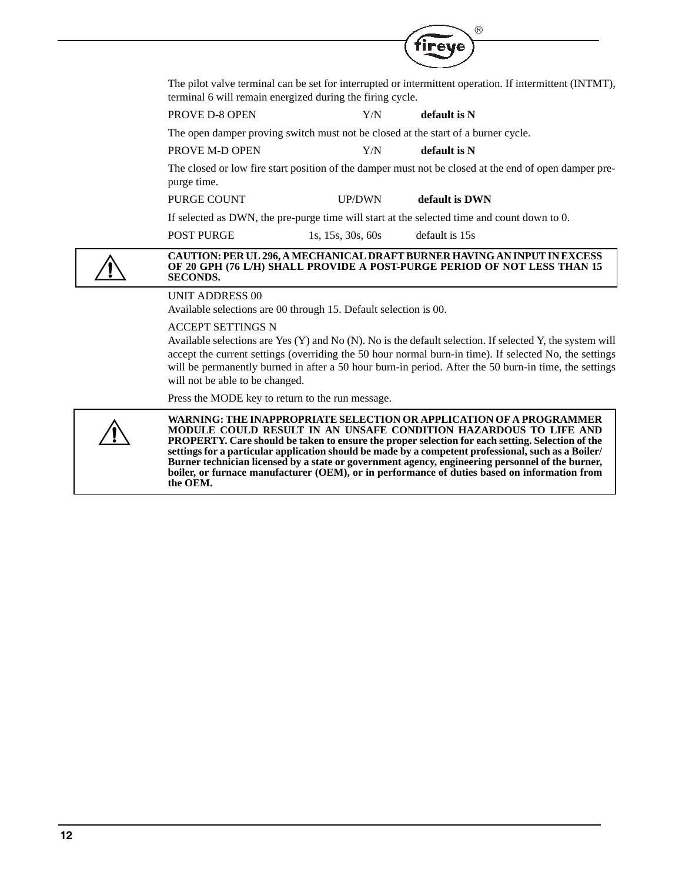The pilot valve terminal can be set for interrupted or intermittent operation. If intermittent (INTMT), terminal 6 will remain energized during the firing cycle.

PROVE D-8 OPEN Y/N **default is N**

The open damper proving switch must not be closed at the start of a burner cycle.

PROVE M-D OPEN Y/N **default is N**

The closed or low fire start position of the damper must not be closed at the end of open damper pre-purge time.

PURGE COUNT UP/DWN **default is DWN**

If selected as DWN, the pre-purge time will start at the selected time and count down to 0.

POST PURGE 1s, 15s, 30s, 60s default is 15s

**CAUTION: PER UL 296, A MECHANICAL DRAFT BURNER HAVING AN INPUT IN EXCESS OF 20 GPH (76 L/H) SHALL PROVIDE A POST-PURGE PERIOD OF NOT LESS THAN 15 SECONDS.**

UNIT ADDRESS 00
Available selections are 00 through 15. Default selection is 00.

ACCEPT SETTINGS N
Available selections are Yes (Y) and No (N). No is the default selection. If selected Y, the system will accept the current settings (overriding the 50 hour normal burn-in time). If selected No, the settings will be permanently burned in after a 50 hour burn-in period. After the 50 burn-in time, the settings will not be able to be changed.

Press the MODE key to return to the run message.

**WARNING: THE INAPPROPRIATE SELECTION OR APPLICATION OF A PROGRAMMER MODULE COULD RESULT IN AN UNSAFE CONDITION HAZARDOUS TO LIFE AND PROPERTY. Care should be taken to ensure the proper selection for each setting. Selection of the settings for a particular application should be made by a competent professional, such as a Boiler/Burner technician licensed by a state or government agency, engineering personnel of the burner, boiler, or furnace manufacturer (OEM), or in performance of duties based on information from the OEM.**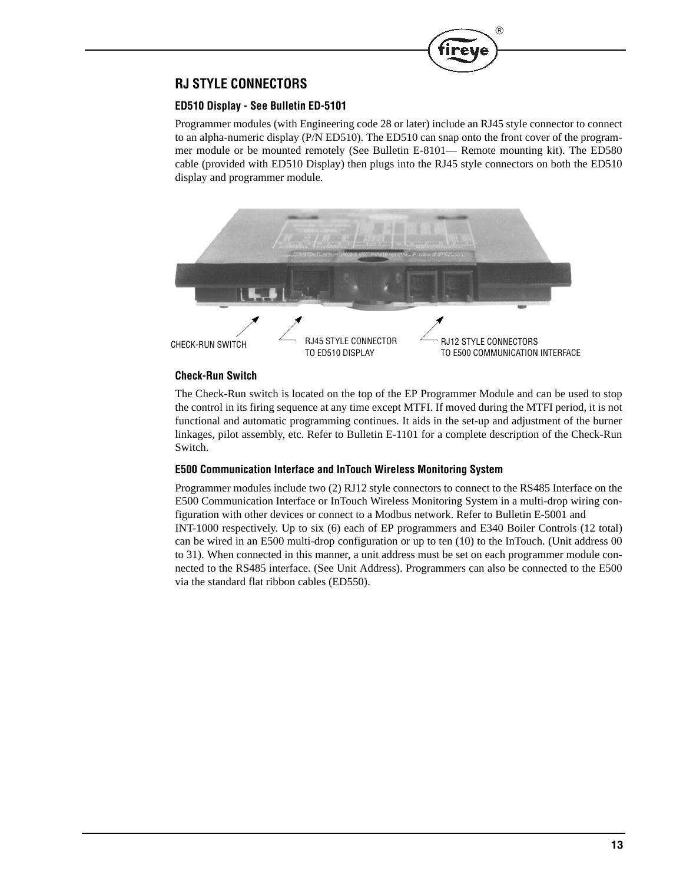## RJ STYLE CONNECTORS

### ED510 Display - See Bulletin ED-5101

Programmer modules (with Engineering code 28 or later) include an RJ45 style connector to connect to an alpha-numeric display (P/N ED510). The ED510 can snap onto the front cover of the programmer module or be mounted remotely (See Bulletin E-8101— Remote mounting kit). The ED580 cable (provided with ED510 Display) then plugs into the RJ45 style connectors on both the ED510 display and programmer module.

CHECK-RUN SWITCH

RJ45 STYLE CONNECTOR TO ED510 DISPLAY

RJ12 STYLE CONNECTORS TO E500 COMMUNICATION INTERFACE

### Check-Run Switch

The Check-Run switch is located on the top of the EP Programmer Module and can be used to stop the control in its firing sequence at any time except MTFI. If moved during the MTFI period, it is not functional and automatic programming continues. It aids in the set-up and adjustment of the burner linkages, pilot assembly, etc. Refer to Bulletin E-1101 for a complete description of the Check-Run Switch.

### E500 Communication Interface and InTouch Wireless Monitoring System

Programmer modules include two (2) RJ12 style connectors to connect to the RS485 Interface on the E500 Communication Interface or InTouch Wireless Monitoring System in a multi-drop wiring configuration with other devices or connect to a Modbus network. Refer to Bulletin E-5001 and INT-1000 respectively. Up to six (6) each of EP programmers and E340 Boiler Controls (12 total) can be wired in an E500 multi-drop configuration or up to ten (10) to the InTouch. (Unit address 00 to 31). When connected in this manner, a unit address must be set on each programmer module connected to the RS485 interface. (See Unit Address). Programmers can also be connected to the E500 via the standard flat ribbon cables (ED550).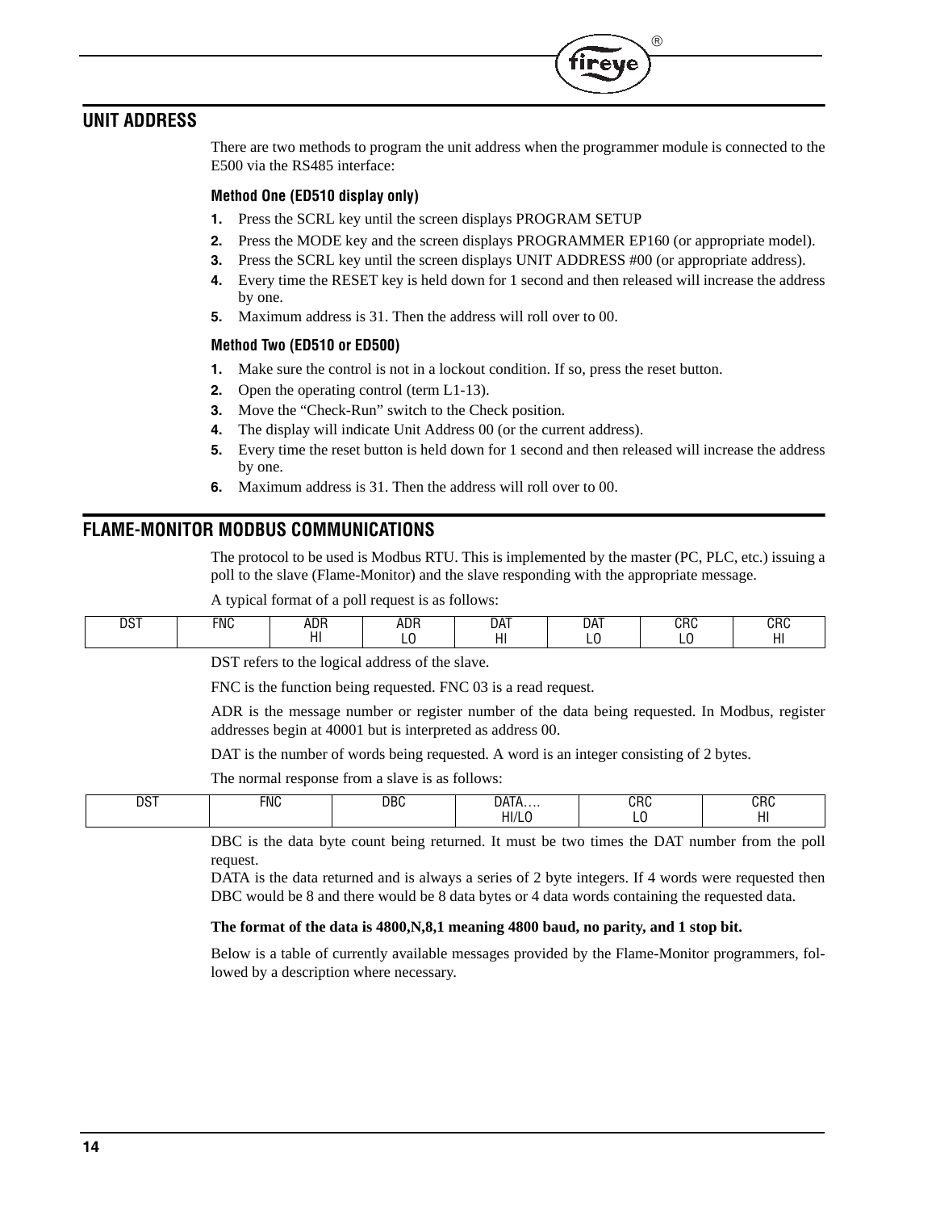## UNIT ADDRESS

There are two methods to program the unit address when the programmer module is connected to the E500 via the RS485 interface:

### Method One (ED510 display only)

1. Press the SCRL key until the screen displays PROGRAM SETUP
2. Press the MODE key and the screen displays PROGRAMMER EP160 (or appropriate model).
3. Press the SCRL key until the screen displays UNIT ADDRESS #00 (or appropriate address).
4. Every time the RESET key is held down for 1 second and then released will increase the address by one.
5. Maximum address is 31. Then the address will roll over to 00.

### Method Two (ED510 or ED500)

1. Make sure the control is not in a lockout condition. If so, press the reset button.
2. Open the operating control (term L1-13).
3. Move the “Check-Run” switch to the Check position.
4. The display will indicate Unit Address 00 (or the current address).
5. Every time the reset button is held down for 1 second and then released will increase the address by one.
6. Maximum address is 31. Then the address will roll over to 00.

## FLAME-MONITOR MODBUS COMMUNICATIONS

The protocol to be used is Modbus RTU. This is implemented by the master (PC, PLC, etc.) issuing a poll to the slave (Flame-Monitor) and the slave responding with the appropriate message.

A typical format of a poll request is as follows:

| DST | FNC | ADR HI | ADR LO | DAT HI | DAT LO | CRC LO | CRC HI |
|---|---|---|---|---|---|---|---|

DST refers to the logical address of the slave.

FNC is the function being requested. FNC 03 is a read request.

ADR is the message number or register number of the data being requested. In Modbus, register addresses begin at 40001 but is interpreted as address 00.

DAT is the number of words being requested. A word is an integer consisting of 2 bytes.

The normal response from a slave is as follows:

| DST | FNC | DBC | DATA…. HI/LO | CRC LO | CRC HI |
|---|---|---|---|---|---|

DBC is the data byte count being returned. It must be two times the DAT number from the poll request.
DATA is the data returned and is always a series of 2 byte integers. If 4 words were requested then DBC would be 8 and there would be 8 data bytes or 4 data words containing the requested data.

**The format of the data is 4800,N,8,1 meaning 4800 baud, no parity, and 1 stop bit.**

Below is a table of currently available messages provided by the Flame-Monitor programmers, followed by a description where necessary.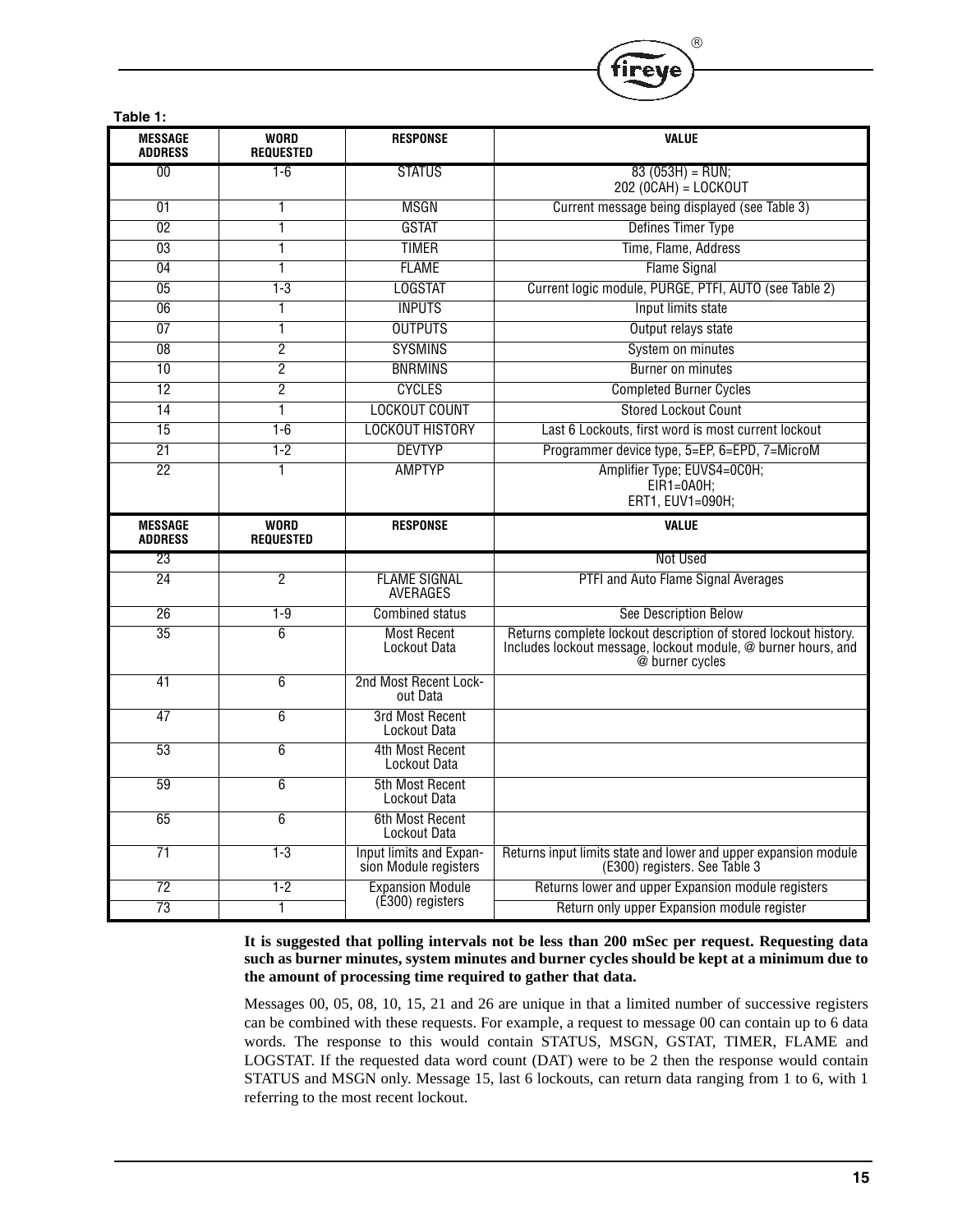**Table 1:**

| MESSAGE ADDRESS | WORD REQUESTED | RESPONSE | VALUE |
|---|---|---|---|
| 00 | 1-6 | STATUS | 83 (053H) = RUN; 202 (0CAH) = LOCKOUT |
| 01 | 1 | MSGN | Current message being displayed (see Table 3) |
| 02 | 1 | GSTAT | Defines Timer Type |
| 03 | 1 | TIMER | Time, Flame, Address |
| 04 | 1 | FLAME | Flame Signal |
| 05 | 1-3 | LOGSTAT | Current logic module, PURGE, PTFI, AUTO (see Table 2) |
| 06 | 1 | INPUTS | Input limits state |
| 07 | 1 | OUTPUTS | Output relays state |
| 08 | 2 | SYSMINS | System on minutes |
| 10 | 2 | BNRMINS | Burner on minutes |
| 12 | 2 | CYCLES | Completed Burner Cycles |
| 14 | 1 | LOCKOUT COUNT | Stored Lockout Count |
| 15 | 1-6 | LOCKOUT HISTORY | Last 6 Lockouts, first word is most current lockout |
| 21 | 1-2 | DEVTYP | Programmer device type, 5=EP, 6=EPD, 7=MicroM |
| 22 | 1 | AMPTYP | Amplifier Type; EUVS4=0C0H; EIR1=0A0H; ERT1, EUV1=090H; |
| **MESSAGE ADDRESS** | **WORD REQUESTED** | **RESPONSE** | **VALUE** |
| 23 | | | Not Used |
| 24 | 2 | FLAME SIGNAL AVERAGES | PTFI and Auto Flame Signal Averages |
| 26 | 1-9 | Combined status | See Description Below |
| 35 | 6 | Most Recent Lockout Data | Returns complete lockout description of stored lockout history. Includes lockout message, lockout module, @ burner hours, and @ burner cycles |
| 41 | 6 | 2nd Most Recent Lockout Data | |
| 47 | 6 | 3rd Most Recent Lockout Data | |
| 53 | 6 | 4th Most Recent Lockout Data | |
| 59 | 6 | 5th Most Recent Lockout Data | |
| 65 | 6 | 6th Most Recent Lockout Data | |
| 71 | 1-3 | Input limits and Expansion Module registers | Returns input limits state and lower and upper expansion module (E300) registers. See Table 3 |
| 72 | 1-2 | Expansion Module (E300) registers | Returns lower and upper Expansion module registers |
| 73 | 1 | | Return only upper Expansion module register |

**It is suggested that polling intervals not be less than 200 mSec per request. Requesting data such as burner minutes, system minutes and burner cycles should be kept at a minimum due to the amount of processing time required to gather that data.**

Messages 00, 05, 08, 10, 15, 21 and 26 are unique in that a limited number of successive registers can be combined with these requests. For example, a request to message 00 can contain up to 6 data words. The response to this would contain STATUS, MSGN, GSTAT, TIMER, FLAME and LOGSTAT. If the requested data word count (DAT) were to be 2 then the response would contain STATUS and MSGN only. Message 15, last 6 lockouts, can return data ranging from 1 to 6, with 1 referring to the most recent lockout.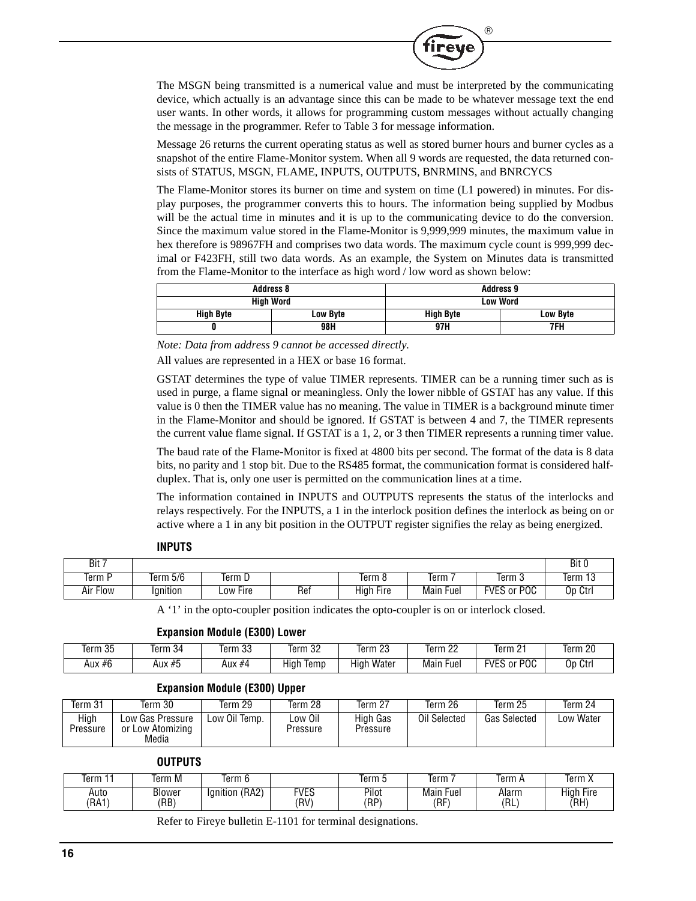The MSGN being transmitted is a numerical value and must be interpreted by the communicating device, which actually is an advantage since this can be made to be whatever message text the end user wants. In other words, it allows for programming custom messages without actually changing the message in the programmer. Refer to Table 3 for message information.

Message 26 returns the current operating status as well as stored burner hours and burner cycles as a snapshot of the entire Flame-Monitor system. When all 9 words are requested, the data returned consists of STATUS, MSGN, FLAME, INPUTS, OUTPUTS, BNRMINS, and BNRCYCS

The Flame-Monitor stores its burner on time and system on time (L1 powered) in minutes. For display purposes, the programmer converts this to hours. The information being supplied by Modbus will be the actual time in minutes and it is up to the communicating device to do the conversion. Since the maximum value stored in the Flame-Monitor is 9,999,999 minutes, the maximum value in hex therefore is 98967FH and comprises two data words. The maximum cycle count is 999,999 decimal or F423FH, still two data words. As an example, the System on Minutes data is transmitted from the Flame-Monitor to the interface as high word / low word as shown below:

| Address 8 | | Address 9 | |
|---|---|---|---|
| High Word | | Low Word | |
| High Byte | Low Byte | High Byte | Low Byte |
| 0 | 98H | 97H | 7FH |

*Note: Data from address 9 cannot be accessed directly.*

All values are represented in a HEX or base 16 format.

GSTAT determines the type of value TIMER represents. TIMER can be a running timer such as is used in purge, a flame signal or meaningless. Only the lower nibble of GSTAT has any value. If this value is 0 then the TIMER value has no meaning. The value in TIMER is a background minute timer in the Flame-Monitor and should be ignored. If GSTAT is between 4 and 7, the TIMER represents the current value flame signal. If GSTAT is a 1, 2, or 3 then TIMER represents a running timer value.

The baud rate of the Flame-Monitor is fixed at 4800 bits per second. The format of the data is 8 data bits, no parity and 1 stop bit. Due to the RS485 format, the communication format is considered half-duplex. That is, only one user is permitted on the communication lines at a time.

The information contained in INPUTS and OUTPUTS represents the status of the interlocks and relays respectively. For the INPUTS, a 1 in the interlock position defines the interlock as being on or active where a 1 in any bit position in the OUTPUT register signifies the relay as being energized.

**INPUTS**

| Bit 7 | | | | | | | Bit 0 |
|---|---|---|---|---|---|---|---|
| Term P | Term 5/6 | Term D | | Term 8 | Term 7 | Term 3 | Term 13 |
| Air Flow | Ignition | Low Fire | Ref | High Fire | Main Fuel | FVES or POC | Op Ctrl |

A '1' in the opto-coupler position indicates the opto-coupler is on or interlock closed.

**Expansion Module (E300) Lower**

| Term 35 | Term 34 | Term 33 | Term 32 | Term 23 | Term 22 | Term 21 | Term 20 |
|---|---|---|---|---|---|---|---|
| Aux #6 | Aux #5 | Aux #4 | High Temp | High Water | Main Fuel | FVES or POC | Op Ctrl |

**Expansion Module (E300) Upper**

| Term 31 | Term 30 | Term 29 | Term 28 | Term 27 | Term 26 | Term 25 | Term 24 |
|---|---|---|---|---|---|---|---|
| High Pressure | Low Gas Pressure or Low Atomizing Media | Low Oil Temp. | Low Oil Pressure | High Gas Pressure | Oil Selected | Gas Selected | Low Water |

**OUTPUTS**

| Term 11 | Term M | Term 6 | | Term 5 | Term 7 | Term A | Term X |
|---|---|---|---|---|---|---|---|
| Auto (RA1) | Blower (RB) | Ignition (RA2) | FVES (RV) | Pilot (RP) | Main Fuel (RF) | Alarm (RL) | High Fire (RH) |

Refer to Fireye bulletin E-1101 for terminal designations.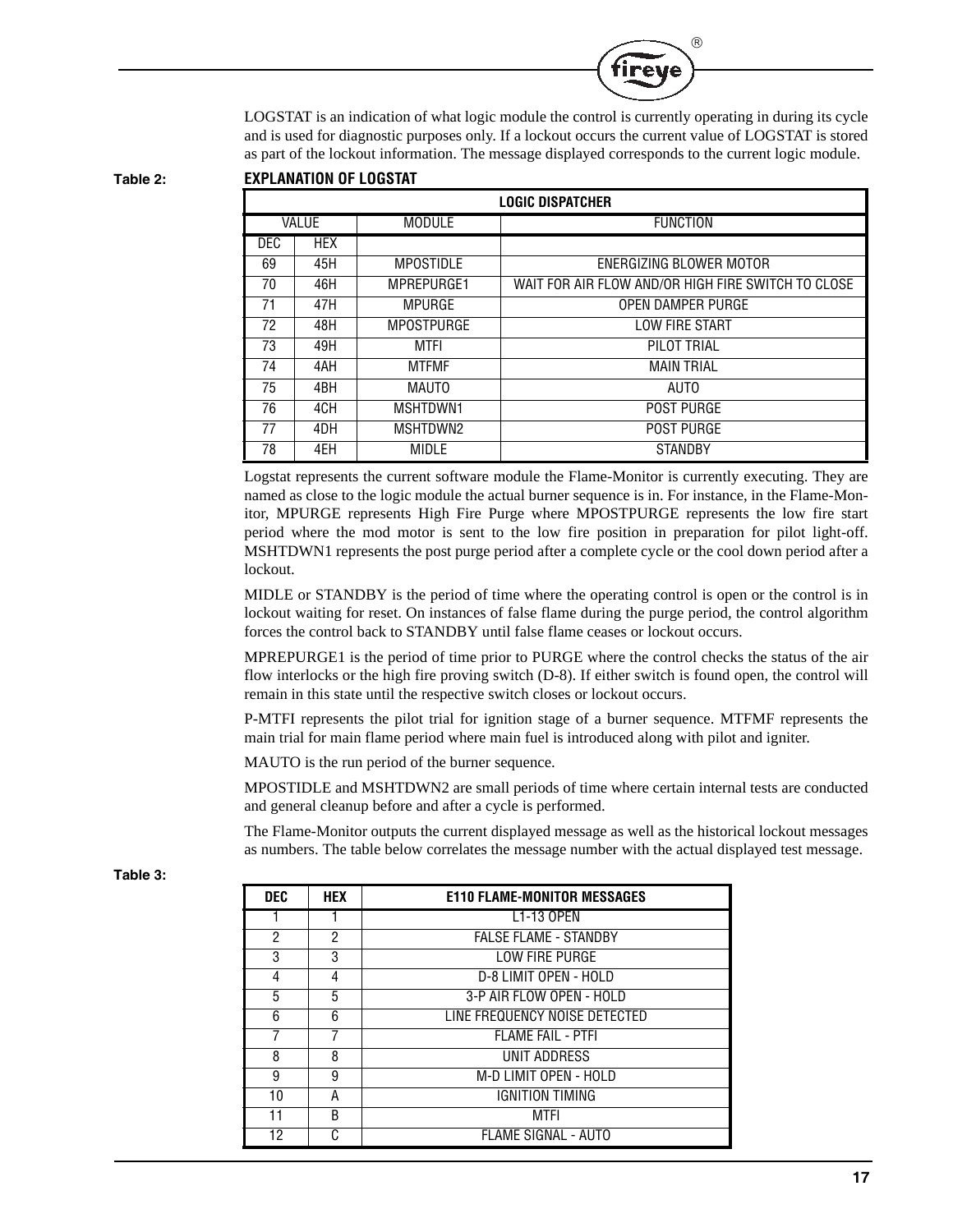LOGSTAT is an indication of what logic module the control is currently operating in during its cycle and is used for diagnostic purposes only. If a lockout occurs the current value of LOGSTAT is stored as part of the lockout information. The message displayed corresponds to the current logic module.

**Table 2:** **EXPLANATION OF LOGSTAT**

| LOGIC DISPATCHER | | | |
|---|---|---|---|
| VALUE | | MODULE | FUNCTION |
| DEC | HEX | | |
| 69 | 45H | MPOSTIDLE | ENERGIZING BLOWER MOTOR |
| 70 | 46H | MPREPURGE1 | WAIT FOR AIR FLOW AND/OR HIGH FIRE SWITCH TO CLOSE |
| 71 | 47H | MPURGE | OPEN DAMPER PURGE |
| 72 | 48H | MPOSTPURGE | LOW FIRE START |
| 73 | 49H | MTFI | PILOT TRIAL |
| 74 | 4AH | MTFMF | MAIN TRIAL |
| 75 | 4BH | MAUTO | AUTO |
| 76 | 4CH | MSHTDWN1 | POST PURGE |
| 77 | 4DH | MSHTDWN2 | POST PURGE |
| 78 | 4EH | MIDLE | STANDBY |

Logstat represents the current software module the Flame-Monitor is currently executing. They are named as close to the logic module the actual burner sequence is in. For instance, in the Flame-Monitor, MPURGE represents High Fire Purge where MPOSTPURGE represents the low fire start period where the mod motor is sent to the low fire position in preparation for pilot light-off. MSHTDWN1 represents the post purge period after a complete cycle or the cool down period after a lockout.

MIDLE or STANDBY is the period of time where the operating control is open or the control is in lockout waiting for reset. On instances of false flame during the purge period, the control algorithm forces the control back to STANDBY until false flame ceases or lockout occurs.

MPREPURGE1 is the period of time prior to PURGE where the control checks the status of the air flow interlocks or the high fire proving switch (D-8). If either switch is found open, the control will remain in this state until the respective switch closes or lockout occurs.

P-MTFI represents the pilot trial for ignition stage of a burner sequence. MTFMF represents the main trial for main flame period where main fuel is introduced along with pilot and igniter.

MAUTO is the run period of the burner sequence.

MPOSTIDLE and MSHTDWN2 are small periods of time where certain internal tests are conducted and general cleanup before and after a cycle is performed.

The Flame-Monitor outputs the current displayed message as well as the historical lockout messages as numbers. The table below correlates the message number with the actual displayed test message.

**Table 3:**

| DEC | HEX | E110 FLAME-MONITOR MESSAGES |
|---|---|---|
| 1 | 1 | L1-13 OPEN |
| 2 | 2 | FALSE FLAME - STANDBY |
| 3 | 3 | LOW FIRE PURGE |
| 4 | 4 | D-8 LIMIT OPEN - HOLD |
| 5 | 5 | 3-P AIR FLOW OPEN - HOLD |
| 6 | 6 | LINE FREQUENCY NOISE DETECTED |
| 7 | 7 | FLAME FAIL - PTFI |
| 8 | 8 | UNIT ADDRESS |
| 9 | 9 | M-D LIMIT OPEN - HOLD |
| 10 | A | IGNITION TIMING |
| 11 | B | MTFI |
| 12 | C | FLAME SIGNAL - AUTO |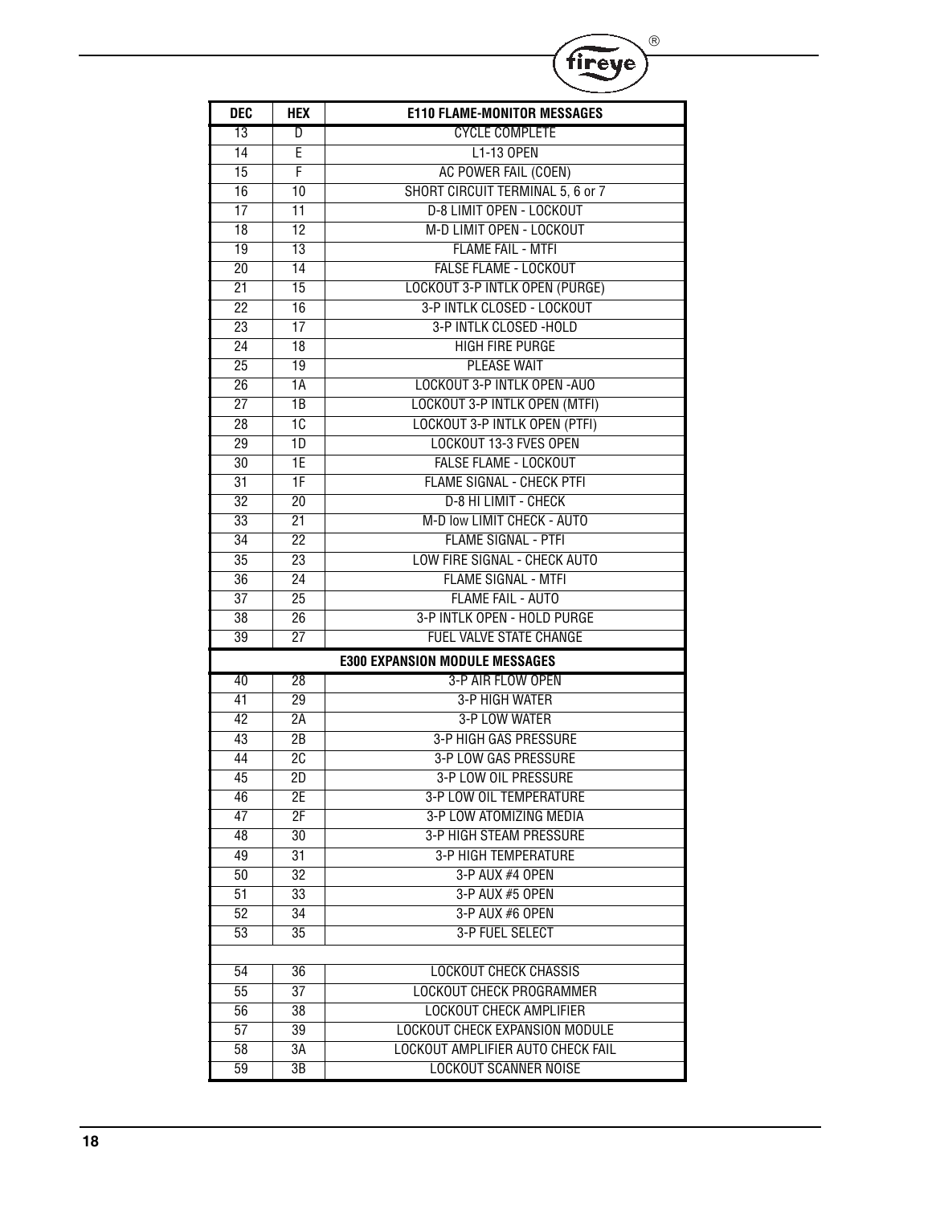| DEC | HEX | E110 FLAME-MONITOR MESSAGES |
|---|---|---|
| 13 | D | CYCLE COMPLETE |
| 14 | E | L1-13 OPEN |
| 15 | F | AC POWER FAIL (COEN) |
| 16 | 10 | SHORT CIRCUIT TERMINAL 5, 6 or 7 |
| 17 | 11 | D-8 LIMIT OPEN - LOCKOUT |
| 18 | 12 | M-D LIMIT OPEN - LOCKOUT |
| 19 | 13 | FLAME FAIL - MTFI |
| 20 | 14 | FALSE FLAME - LOCKOUT |
| 21 | 15 | LOCKOUT 3-P INTLK OPEN (PURGE) |
| 22 | 16 | 3-P INTLK CLOSED - LOCKOUT |
| 23 | 17 | 3-P INTLK CLOSED -HOLD |
| 24 | 18 | HIGH FIRE PURGE |
| 25 | 19 | PLEASE WAIT |
| 26 | 1A | LOCKOUT 3-P INTLK OPEN -AUO |
| 27 | 1B | LOCKOUT 3-P INTLK OPEN (MTFI) |
| 28 | 1C | LOCKOUT 3-P INTLK OPEN (PTFI) |
| 29 | 1D | LOCKOUT 13-3 FVES OPEN |
| 30 | 1E | FALSE FLAME - LOCKOUT |
| 31 | 1F | FLAME SIGNAL - CHECK PTFI |
| 32 | 20 | D-8 HI LIMIT - CHECK |
| 33 | 21 | M-D low LIMIT CHECK - AUTO |
| 34 | 22 | FLAME SIGNAL - PTFI |
| 35 | 23 | LOW FIRE SIGNAL - CHECK AUTO |
| 36 | 24 | FLAME SIGNAL - MTFI |
| 37 | 25 | FLAME FAIL - AUTO |
| 38 | 26 | 3-P INTLK OPEN - HOLD PURGE |
| 39 | 27 | FUEL VALVE STATE CHANGE |
| | | **E300 EXPANSION MODULE MESSAGES** |
| 40 | 28 | 3-P AIR FLOW OPEN |
| 41 | 29 | 3-P HIGH WATER |
| 42 | 2A | 3-P LOW WATER |
| 43 | 2B | 3-P HIGH GAS PRESSURE |
| 44 | 2C | 3-P LOW GAS PRESSURE |
| 45 | 2D | 3-P LOW OIL PRESSURE |
| 46 | 2E | 3-P LOW OIL TEMPERATURE |
| 47 | 2F | 3-P LOW ATOMIZING MEDIA |
| 48 | 30 | 3-P HIGH STEAM PRESSURE |
| 49 | 31 | 3-P HIGH TEMPERATURE |
| 50 | 32 | 3-P AUX #4 OPEN |
| 51 | 33 | 3-P AUX #5 OPEN |
| 52 | 34 | 3-P AUX #6 OPEN |
| 53 | 35 | 3-P FUEL SELECT |
| | | |
| 54 | 36 | LOCKOUT CHECK CHASSIS |
| 55 | 37 | LOCKOUT CHECK PROGRAMMER |
| 56 | 38 | LOCKOUT CHECK AMPLIFIER |
| 57 | 39 | LOCKOUT CHECK EXPANSION MODULE |
| 58 | 3A | LOCKOUT AMPLIFIER AUTO CHECK FAIL |
| 59 | 3B | LOCKOUT SCANNER NOISE |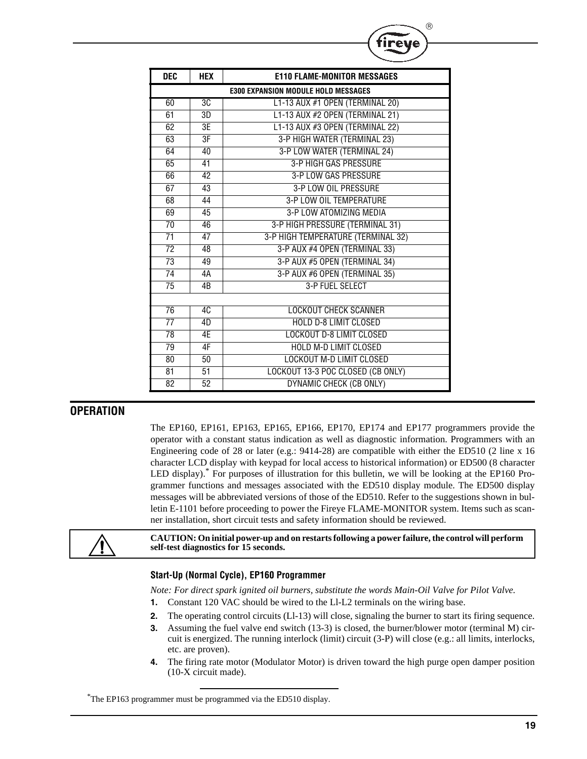| DEC | HEX | E110 FLAME-MONITOR MESSAGES |
|---|---|---|
| | | **E300 EXPANSION MODULE HOLD MESSAGES** |
| 60 | 3C | L1-13 AUX #1 OPEN (TERMINAL 20) |
| 61 | 3D | L1-13 AUX #2 OPEN (TERMINAL 21) |
| 62 | 3E | L1-13 AUX #3 OPEN (TERMINAL 22) |
| 63 | 3F | 3-P HIGH WATER (TERMINAL 23) |
| 64 | 40 | 3-P LOW WATER (TERMINAL 24) |
| 65 | 41 | 3-P HIGH GAS PRESSURE |
| 66 | 42 | 3-P LOW GAS PRESSURE |
| 67 | 43 | 3-P LOW OIL PRESSURE |
| 68 | 44 | 3-P LOW OIL TEMPERATURE |
| 69 | 45 | 3-P LOW ATOMIZING MEDIA |
| 70 | 46 | 3-P HIGH PRESSURE (TERMINAL 31) |
| 71 | 47 | 3-P HIGH TEMPERATURE (TERMINAL 32) |
| 72 | 48 | 3-P AUX #4 OPEN (TERMINAL 33) |
| 73 | 49 | 3-P AUX #5 OPEN (TERMINAL 34) |
| 74 | 4A | 3-P AUX #6 OPEN (TERMINAL 35) |
| 75 | 4B | 3-P FUEL SELECT |
| | | |
| 76 | 4C | LOCKOUT CHECK SCANNER |
| 77 | 4D | HOLD D-8 LIMIT CLOSED |
| 78 | 4E | LOCKOUT D-8 LIMIT CLOSED |
| 79 | 4F | HOLD M-D LIMIT CLOSED |
| 80 | 50 | LOCKOUT M-D LIMIT CLOSED |
| 81 | 51 | LOCKOUT 13-3 POC CLOSED (CB ONLY) |
| 82 | 52 | DYNAMIC CHECK (CB ONLY) |

## OPERATION

The EP160, EP161, EP163, EP165, EP166, EP170, EP174 and EP177 programmers provide the operator with a constant status indication as well as diagnostic information. Programmers with an Engineering code of 28 or later (e.g.: 9414-28) are compatible with either the ED510 (2 line x 16 character LCD display with keypad for local access to historical information) or ED500 (8 character LED display).* For purposes of illustration for this bulletin, we will be looking at the EP160 Programmer functions and messages associated with the ED510 display module. The ED500 display messages will be abbreviated versions of those of the ED510. Refer to the suggestions shown in bulletin E-1101 before proceeding to power the Fireye FLAME-MONITOR system. Items such as scanner installation, short circuit tests and safety information should be reviewed.

**CAUTION: On initial power-up and on restarts following a power failure, the control will perform self-test diagnostics for 15 seconds.**

### Start-Up (Normal Cycle), EP160 Programmer

*Note: For direct spark ignited oil burners, substitute the words Main-Oil Valve for Pilot Valve.*

1. Constant 120 VAC should be wired to the Ll-L2 terminals on the wiring base.
2. The operating control circuits (Ll-13) will close, signaling the burner to start its firing sequence.
3. Assuming the fuel valve end switch (13-3) is closed, the burner/blower motor (terminal M) circuit is energized. The running interlock (limit) circuit (3-P) will close (e.g.: all limits, interlocks, etc. are proven).
4. The firing rate motor (Modulator Motor) is driven toward the high purge open damper position (10-X circuit made).

*The EP163 programmer must be programmed via the ED510 display.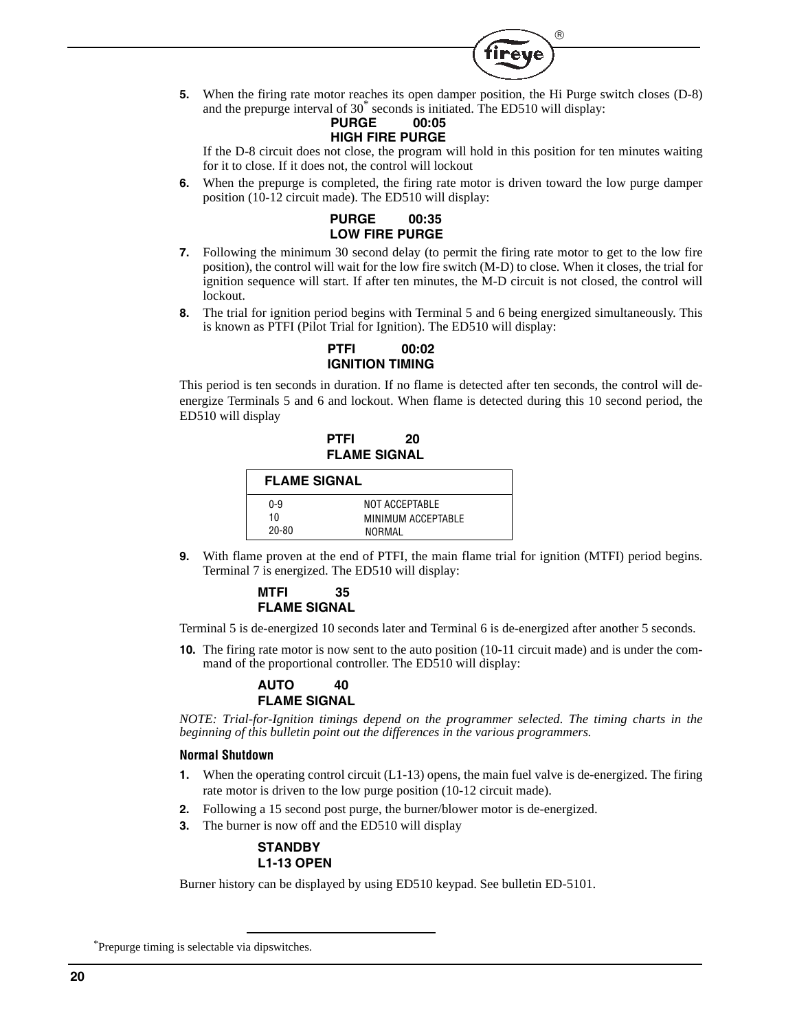5. When the firing rate motor reaches its open damper position, the Hi Purge switch closes (D-8) and the prepurge interval of 30* seconds is initiated. The ED510 will display:

   **PURGE 00:05**
   **HIGH FIRE PURGE**

   If the D-8 circuit does not close, the program will hold in this position for ten minutes waiting for it to close. If it does not, the control will lockout

6. When the prepurge is completed, the firing rate motor is driven toward the low purge damper position (10-12 circuit made). The ED510 will display:

   **PURGE 00:35**
   **LOW FIRE PURGE**

7. Following the minimum 30 second delay (to permit the firing rate motor to get to the low fire position), the control will wait for the low fire switch (M-D) to close. When it closes, the trial for ignition sequence will start. If after ten minutes, the M-D circuit is not closed, the control will lockout.

8. The trial for ignition period begins with Terminal 5 and 6 being energized simultaneously. This is known as PTFI (Pilot Trial for Ignition). The ED510 will display:

   **PTFI 00:02**
   **IGNITION TIMING**

This period is ten seconds in duration. If no flame is detected after ten seconds, the control will de-energize Terminals 5 and 6 and lockout. When flame is detected during this 10 second period, the ED510 will display

**PTFI 20**
**FLAME SIGNAL**

| FLAME SIGNAL | |
|---|---|
| 0-9 | NOT ACCEPTABLE |
| 10 | MINIMUM ACCEPTABLE |
| 20-80 | NORMAL |

9. With flame proven at the end of PTFI, the main flame trial for ignition (MTFI) period begins. Terminal 7 is energized. The ED510 will display:

   **MTFI 35**
   **FLAME SIGNAL**

Terminal 5 is de-energized 10 seconds later and Terminal 6 is de-energized after another 5 seconds.

10. The firing rate motor is now sent to the auto position (10-11 circuit made) and is under the command of the proportional controller. The ED510 will display:

    **AUTO 40**
    **FLAME SIGNAL**

*NOTE: Trial-for-Ignition timings depend on the programmer selected. The timing charts in the beginning of this bulletin point out the differences in the various programmers.*

### Normal Shutdown

1. When the operating control circuit (L1-13) opens, the main fuel valve is de-energized. The firing rate motor is driven to the low purge position (10-12 circuit made).
2. Following a 15 second post purge, the burner/blower motor is de-energized.
3. The burner is now off and the ED510 will display

   **STANDBY**
   **L1-13 OPEN**

Burner history can be displayed by using ED510 keypad. See bulletin ED-5101.

---

*Prepurge timing is selectable via dipswitches.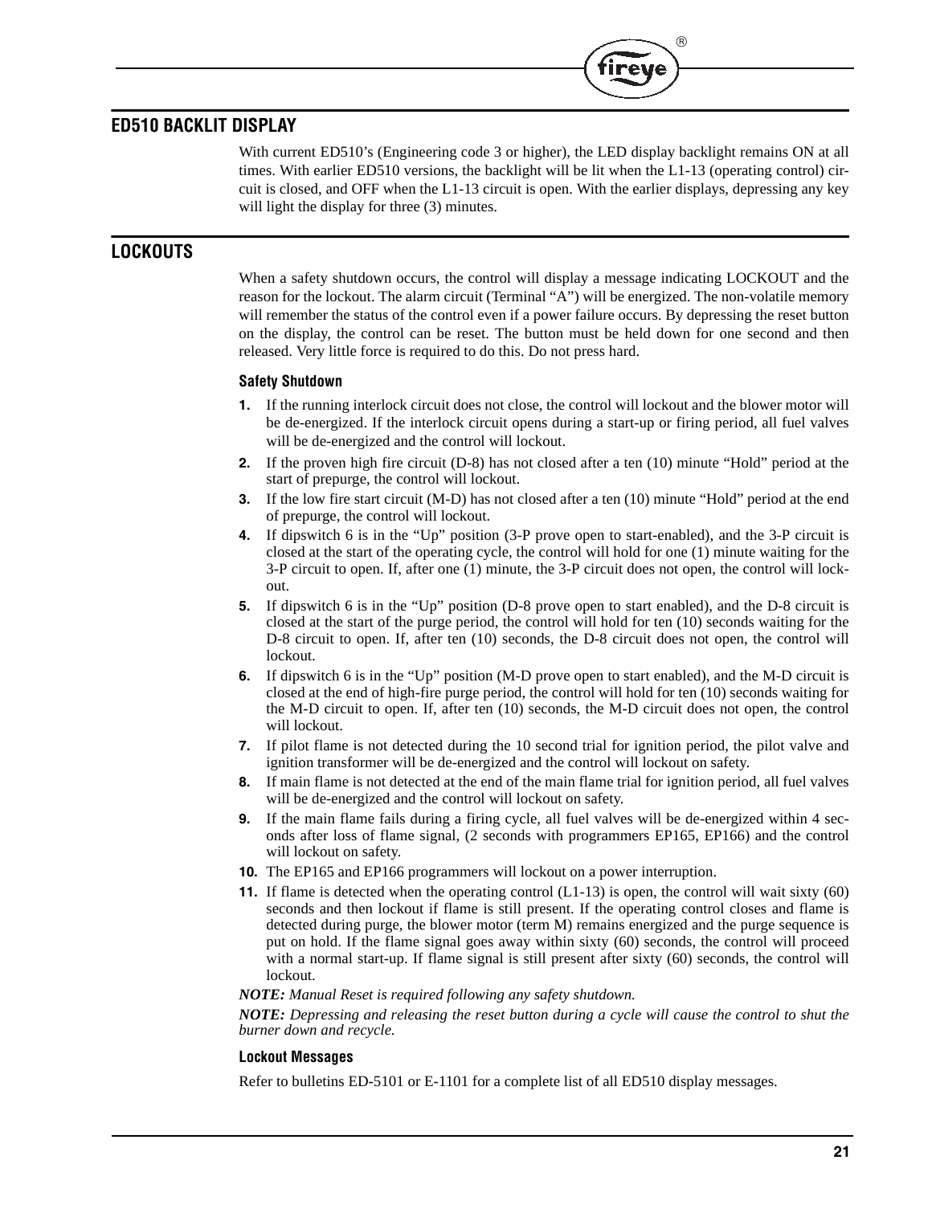## ED510 BACKLIT DISPLAY

With current ED510's (Engineering code 3 or higher), the LED display backlight remains ON at all times. With earlier ED510 versions, the backlight will be lit when the L1-13 (operating control) circuit is closed, and OFF when the L1-13 circuit is open. With the earlier displays, depressing any key will light the display for three (3) minutes.

## LOCKOUTS

When a safety shutdown occurs, the control will display a message indicating LOCKOUT and the reason for the lockout. The alarm circuit (Terminal "A") will be energized. The non-volatile memory will remember the status of the control even if a power failure occurs. By depressing the reset button on the display, the control can be reset. The button must be held down for one second and then released. Very little force is required to do this. Do not press hard.

### Safety Shutdown

1. If the running interlock circuit does not close, the control will lockout and the blower motor will be de-energized. If the interlock circuit opens during a start-up or firing period, all fuel valves will be de-energized and the control will lockout.
2. If the proven high fire circuit (D-8) has not closed after a ten (10) minute "Hold" period at the start of prepurge, the control will lockout.
3. If the low fire start circuit (M-D) has not closed after a ten (10) minute "Hold" period at the end of prepurge, the control will lockout.
4. If dipswitch 6 is in the "Up" position (3-P prove open to start-enabled), and the 3-P circuit is closed at the start of the operating cycle, the control will hold for one (1) minute waiting for the 3-P circuit to open. If, after one (1) minute, the 3-P circuit does not open, the control will lockout.
5. If dipswitch 6 is in the "Up" position (D-8 prove open to start enabled), and the D-8 circuit is closed at the start of the purge period, the control will hold for ten (10) seconds waiting for the D-8 circuit to open. If, after ten (10) seconds, the D-8 circuit does not open, the control will lockout.
6. If dipswitch 6 is in the "Up" position (M-D prove open to start enabled), and the M-D circuit is closed at the end of high-fire purge period, the control will hold for ten (10) seconds waiting for the M-D circuit to open. If, after ten (10) seconds, the M-D circuit does not open, the control will lockout.
7. If pilot flame is not detected during the 10 second trial for ignition period, the pilot valve and ignition transformer will be de-energized and the control will lockout on safety.
8. If main flame is not detected at the end of the main flame trial for ignition period, all fuel valves will be de-energized and the control will lockout on safety.
9. If the main flame fails during a firing cycle, all fuel valves will be de-energized within 4 seconds after loss of flame signal, (2 seconds with programmers EP165, EP166) and the control will lockout on safety.
10. The EP165 and EP166 programmers will lockout on a power interruption.
11. If flame is detected when the operating control (L1-13) is open, the control will wait sixty (60) seconds and then lockout if flame is still present. If the operating control closes and flame is detected during purge, the blower motor (term M) remains energized and the purge sequence is put on hold. If the flame signal goes away within sixty (60) seconds, the control will proceed with a normal start-up. If flame signal is still present after sixty (60) seconds, the control will lockout.

***NOTE:*** *Manual Reset is required following any safety shutdown.*

***NOTE:*** *Depressing and releasing the reset button during a cycle will cause the control to shut the burner down and recycle.*

### Lockout Messages

Refer to bulletins ED-5101 or E-1101 for a complete list of all ED510 display messages.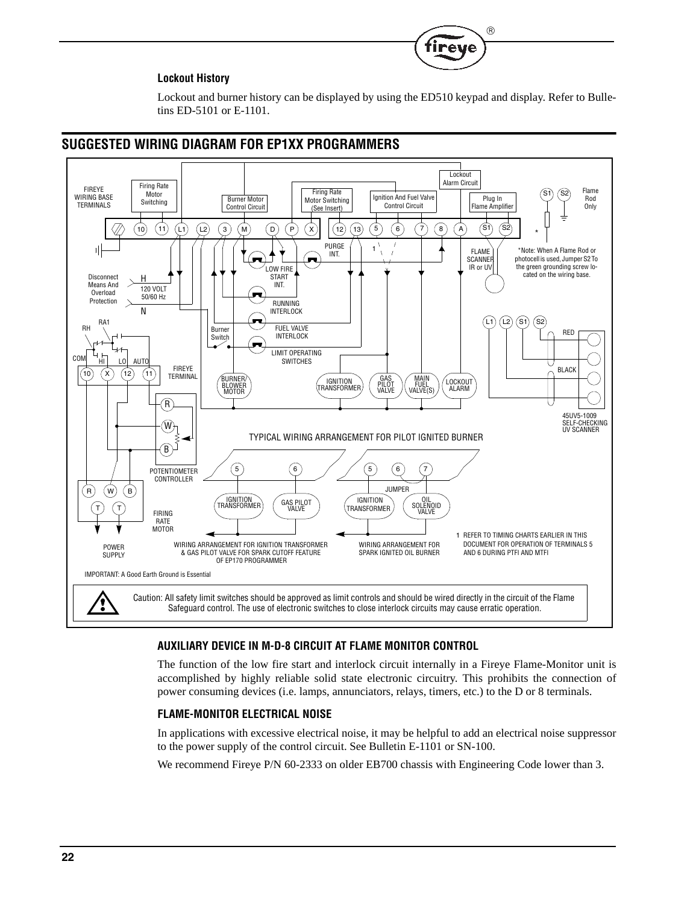### Lockout History

Lockout and burner history can be displayed by using the ED510 keypad and display. Refer to Bulletins ED-5101 or E-1101.

## SUGGESTED WIRING DIAGRAM FOR EP1XX PROGRAMMERS

FIREYE WIRING BASE TERMINALS

Firing Rate Motor Switching | Burner Motor Control Circuit | Firing Rate Motor Switching (See Insert) | Ignition And Fuel Valve Control Circuit | Lockout Alarm Circuit | Plug In Flame Amplifier | Flame Rod Only

10 11 L1 L2 3 M D P X 12 13 5 6 7 8 A S1 S2

PURGE INT. | LOW FIRE START INT. | RUNNING INTERLOCK | FUEL VALVE INTERLOCK | LIMIT OPERATING SWITCHES | Burner Switch

FLAME SCANNER IR or UV

*Note: When A Flame Rod or photocell is used, Jumper S2 To the green grounding screw located on the wiring base.

Disconnect Means And Overload Protection — H 120 VOLT 50/60 Hz N

RH RA1 COM HI LO AUTO — FIREYE TERMINAL 10 X 12 11

BURNER/BLOWER MOTOR | IGNITION TRANSFORMER | GAS PILOT VALVE | MAIN FUEL VALVE(S) | LOCKOUT ALARM

L1 L2 S1 S2 RED BLACK 45UV5-1009 SELF-CHECKING UV SCANNER

POTENTIOMETER CONTROLLER R W B

FIRING RATE MOTOR R W B T T POWER SUPPLY

TYPICAL WIRING ARRANGEMENT FOR PILOT IGNITED BURNER

5 6 IGNITION TRANSFORMER GAS PILOT VALVE — WIRING ARRANGEMENT FOR IGNITION TRANSFORMER & GAS PILOT VALVE FOR SPARK CUTOFF FEATURE OF EP170 PROGRAMMER

5 6 7 JUMPER IGNITION TRANSFORMER OIL SOLENOID VALVE — WIRING ARRANGEMENT FOR SPARK IGNITED OIL BURNER

1 REFER TO TIMING CHARTS EARLIER IN THIS DOCUMENT FOR OPERATION OF TERMINALS 5 AND 6 DURING PTFI AND MTFI

IMPORTANT: A Good Earth Ground is Essential

Caution: All safety limit switches should be approved as limit controls and should be wired directly in the circuit of the Flame Safeguard control. The use of electronic switches to close interlock circuits may cause erratic operation.

### AUXILIARY DEVICE IN M-D-8 CIRCUIT AT FLAME MONITOR CONTROL

The function of the low fire start and interlock circuit internally in a Fireye Flame-Monitor unit is accomplished by highly reliable solid state electronic circuitry. This prohibits the connection of power consuming devices (i.e. lamps, annunciators, relays, timers, etc.) to the D or 8 terminals.

### FLAME-MONITOR ELECTRICAL NOISE

In applications with excessive electrical noise, it may be helpful to add an electrical noise suppressor to the power supply of the control circuit. See Bulletin E-1101 or SN-100.

We recommend Fireye P/N 60-2333 on older EB700 chassis with Engineering Code lower than 3.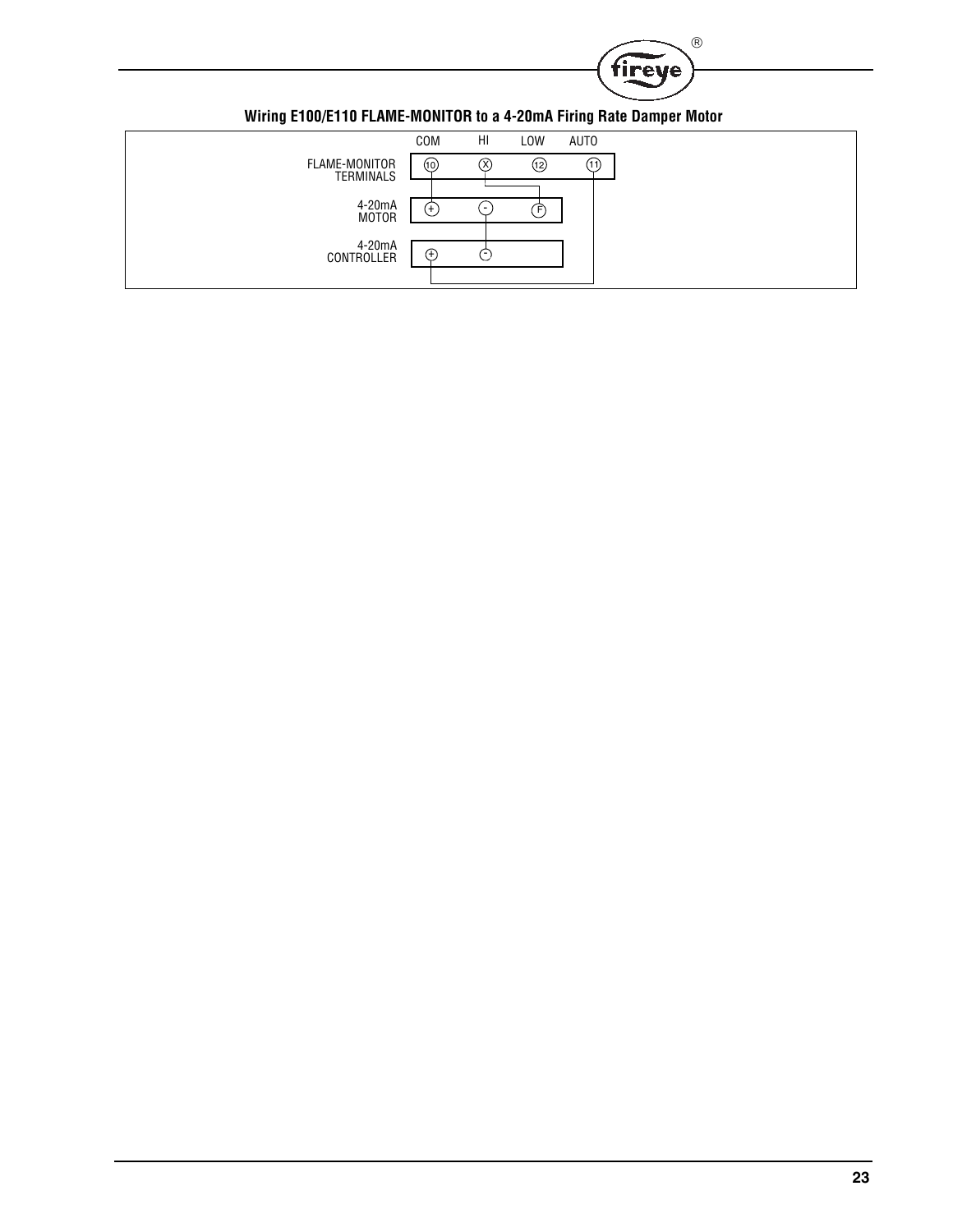### Wiring E100/E110 FLAME-MONITOR to a 4-20mA Firing Rate Damper Motor

| | COM | HI | LOW | AUTO |
|---|---|---|---|---|
| FLAME-MONITOR TERMINALS | 10 | X | 12 | 11 |
| 4-20mA MOTOR | + | - | F | |
| 4-20mA CONTROLLER | + | - | | |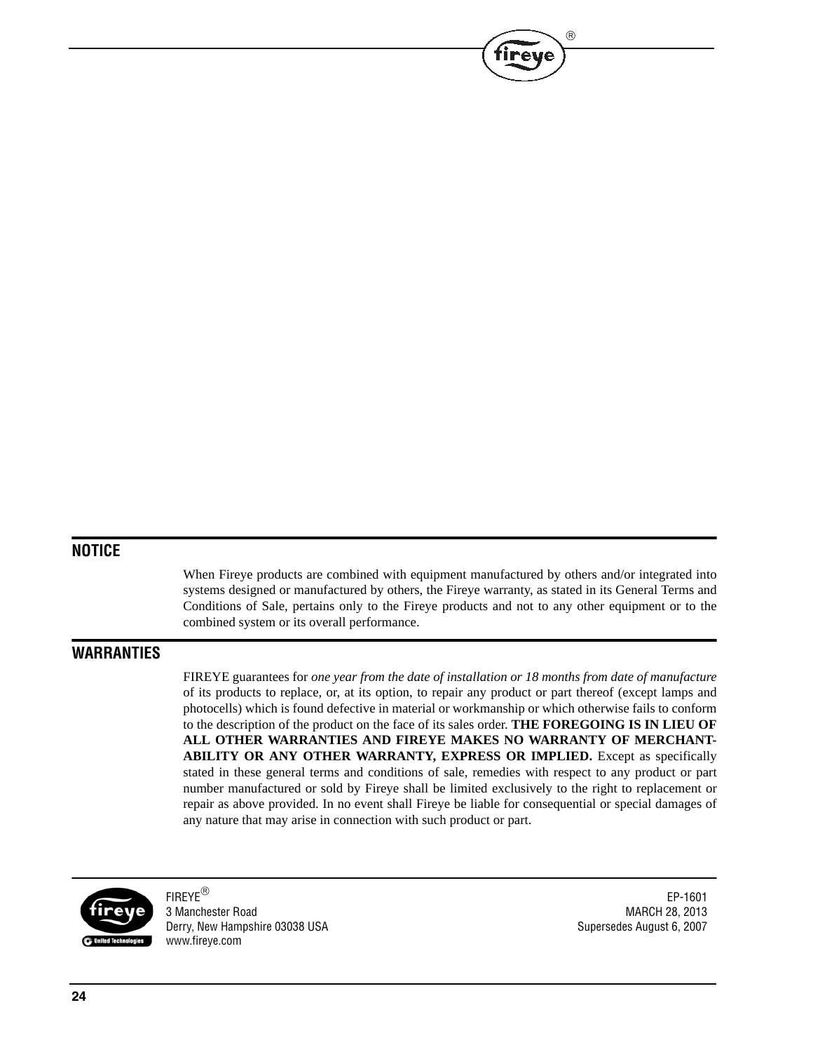## NOTICE

When Fireye products are combined with equipment manufactured by others and/or integrated into systems designed or manufactured by others, the Fireye warranty, as stated in its General Terms and Conditions of Sale, pertains only to the Fireye products and not to any other equipment or to the combined system or its overall performance.

## WARRANTIES

FIREYE guarantees for *one year from the date of installation or 18 months from date of manufacture* of its products to replace, or, at its option, to repair any product or part thereof (except lamps and photocells) which is found defective in material or workmanship or which otherwise fails to conform to the description of the product on the face of its sales order. **THE FOREGOING IS IN LIEU OF ALL OTHER WARRANTIES AND FIREYE MAKES NO WARRANTY OF MERCHANTABILITY OR ANY OTHER WARRANTY, EXPRESS OR IMPLIED.** Except as specifically stated in these general terms and conditions of sale, remedies with respect to any product or part number manufactured or sold by Fireye shall be limited exclusively to the right to replacement or repair as above provided. In no event shall Fireye be liable for consequential or special damages of any nature that may arise in connection with such product or part.

FIREYE®
3 Manchester Road
Derry, New Hampshire 03038 USA
www.fireye.com

EP-1601
MARCH 28, 2013
Supersedes August 6, 2007